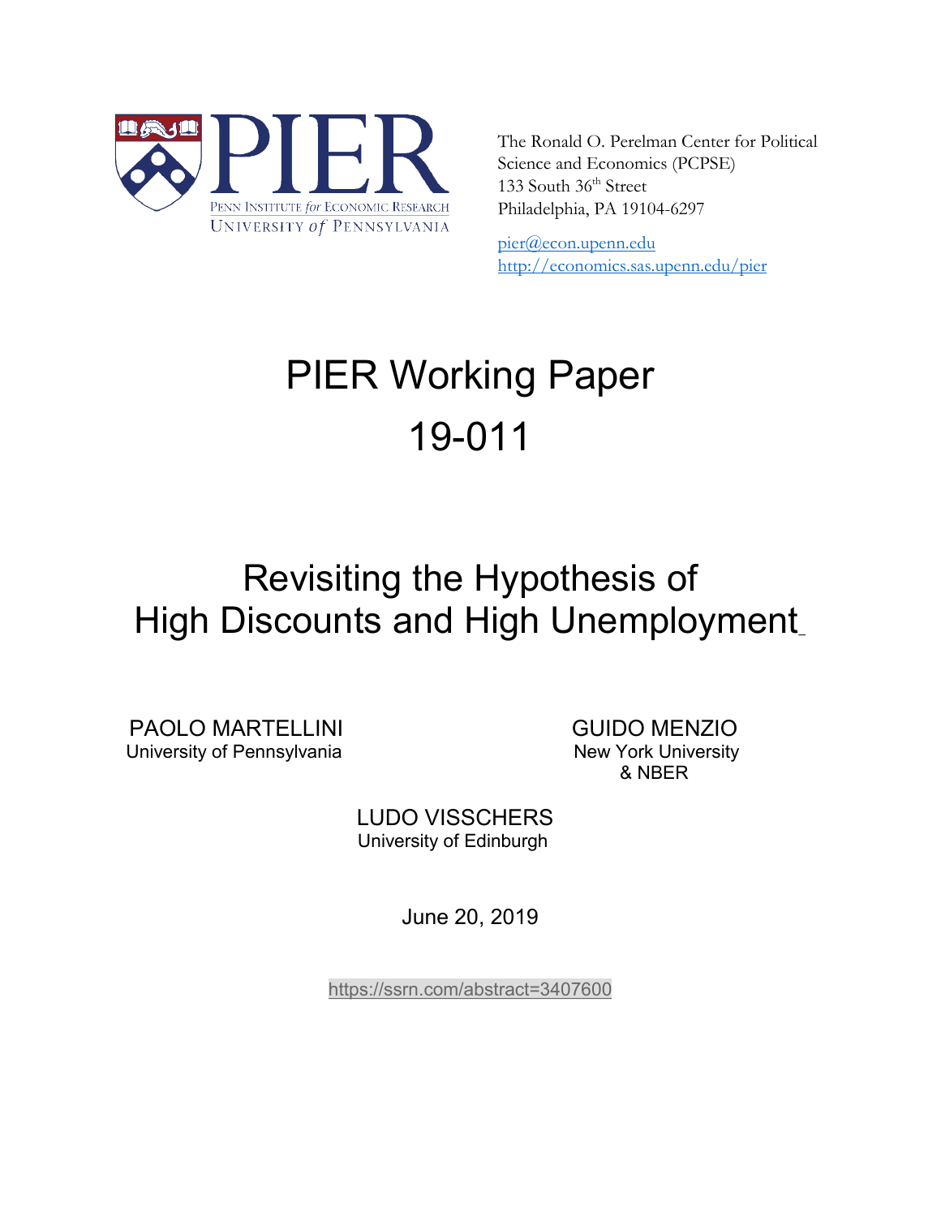PENN INSTITUTE *for* ECONOMIC RESEARCH
UNIVERSITY *of* PENNSYLVANIA

The Ronald O. Perelman Center for Political Science and Economics (PCPSE)
133 South 36th Street
Philadelphia, PA 19104-6297

pier@econ.upenn.edu
http://economics.sas.upenn.edu/pier

# PIER Working Paper 19-011

# Revisiting the Hypothesis of High Discounts and High Unemployment

PAOLO MARTELLINI
University of Pennsylvania

GUIDO MENZIO
New York University
& NBER

LUDO VISSCHERS
University of Edinburgh

June 20, 2019

https://ssrn.com/abstract=3407600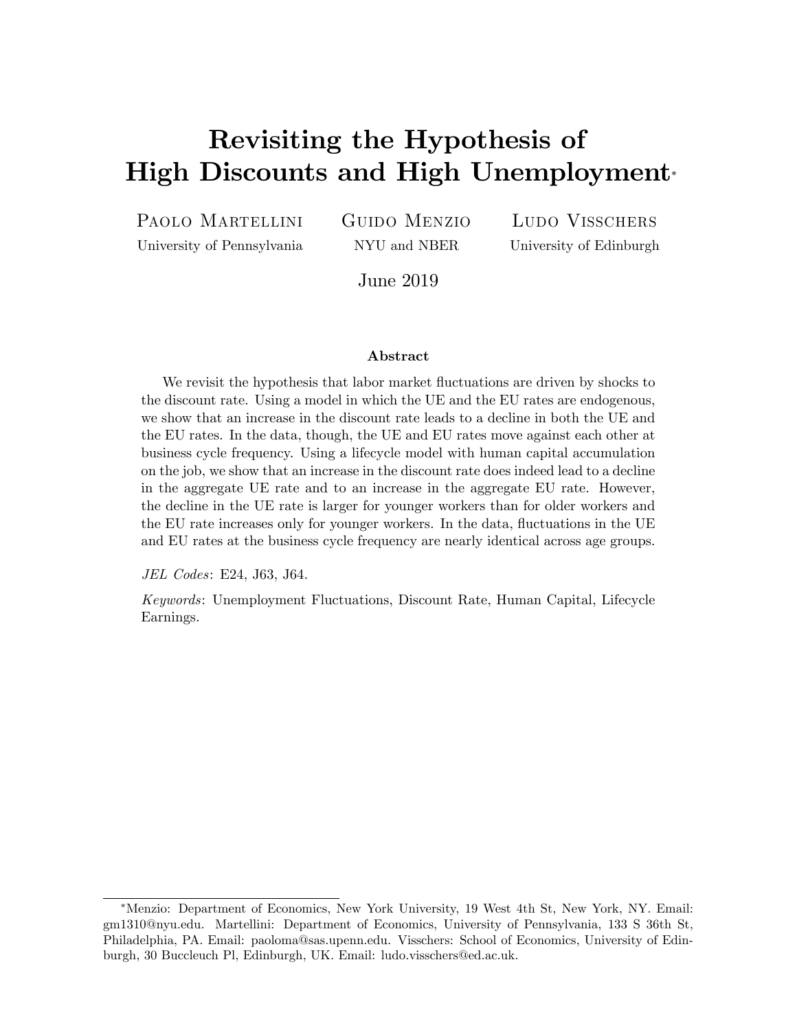# Revisiting the Hypothesis of High Discounts and High Unemployment*

Paolo Martellini — University of Pennsylvania

Guido Menzio — NYU and NBER

Ludo Visschers — University of Edinburgh

June 2019

## Abstract

We revisit the hypothesis that labor market fluctuations are driven by shocks to the discount rate. Using a model in which the UE and the EU rates are endogenous, we show that an increase in the discount rate leads to a decline in both the UE and the EU rates. In the data, though, the UE and EU rates move against each other at business cycle frequency. Using a lifecycle model with human capital accumulation on the job, we show that an increase in the discount rate does indeed lead to a decline in the aggregate UE rate and to an increase in the aggregate EU rate. However, the decline in the UE rate is larger for younger workers than for older workers and the EU rate increases only for younger workers. In the data, fluctuations in the UE and EU rates at the business cycle frequency are nearly identical across age groups.

*JEL Codes*: E24, J63, J64.

*Keywords*: Unemployment Fluctuations, Discount Rate, Human Capital, Lifecycle Earnings.

---

*Menzio: Department of Economics, New York University, 19 West 4th St, New York, NY. Email: gm1310@nyu.edu. Martellini: Department of Economics, University of Pennsylvania, 133 S 36th St, Philadelphia, PA. Email: paoloma@sas.upenn.edu. Visschers: School of Economics, University of Edinburgh, 30 Buccleuch Pl, Edinburgh, UK. Email: ludo.visschers@ed.ac.uk.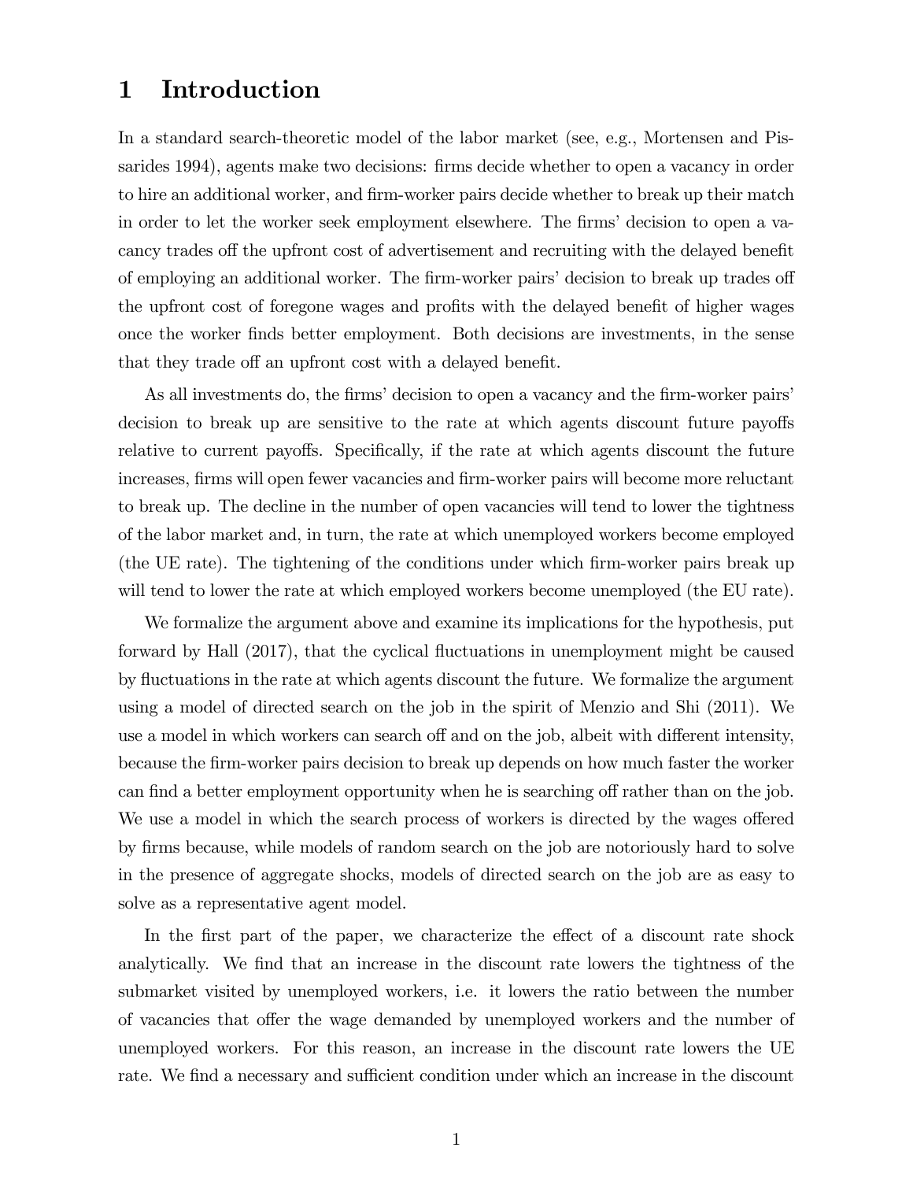# 1 Introduction

In a standard search-theoretic model of the labor market (see, e.g., Mortensen and Pissarides 1994), agents make two decisions: firms decide whether to open a vacancy in order to hire an additional worker, and firm-worker pairs decide whether to break up their match in order to let the worker seek employment elsewhere. The firms' decision to open a vacancy trades off the upfront cost of advertisement and recruiting with the delayed benefit of employing an additional worker. The firm-worker pairs' decision to break up trades off the upfront cost of foregone wages and profits with the delayed benefit of higher wages once the worker finds better employment. Both decisions are investments, in the sense that they trade off an upfront cost with a delayed benefit.

As all investments do, the firms' decision to open a vacancy and the firm-worker pairs' decision to break up are sensitive to the rate at which agents discount future payoffs relative to current payoffs. Specifically, if the rate at which agents discount the future increases, firms will open fewer vacancies and firm-worker pairs will become more reluctant to break up. The decline in the number of open vacancies will tend to lower the tightness of the labor market and, in turn, the rate at which unemployed workers become employed (the UE rate). The tightening of the conditions under which firm-worker pairs break up will tend to lower the rate at which employed workers become unemployed (the EU rate).

We formalize the argument above and examine its implications for the hypothesis, put forward by Hall (2017), that the cyclical fluctuations in unemployment might be caused by fluctuations in the rate at which agents discount the future. We formalize the argument using a model of directed search on the job in the spirit of Menzio and Shi (2011). We use a model in which workers can search off and on the job, albeit with different intensity, because the firm-worker pairs decision to break up depends on how much faster the worker can find a better employment opportunity when he is searching off rather than on the job. We use a model in which the search process of workers is directed by the wages offered by firms because, while models of random search on the job are notoriously hard to solve in the presence of aggregate shocks, models of directed search on the job are as easy to solve as a representative agent model.

In the first part of the paper, we characterize the effect of a discount rate shock analytically. We find that an increase in the discount rate lowers the tightness of the submarket visited by unemployed workers, i.e. it lowers the ratio between the number of vacancies that offer the wage demanded by unemployed workers and the number of unemployed workers. For this reason, an increase in the discount rate lowers the UE rate. We find a necessary and sufficient condition under which an increase in the discount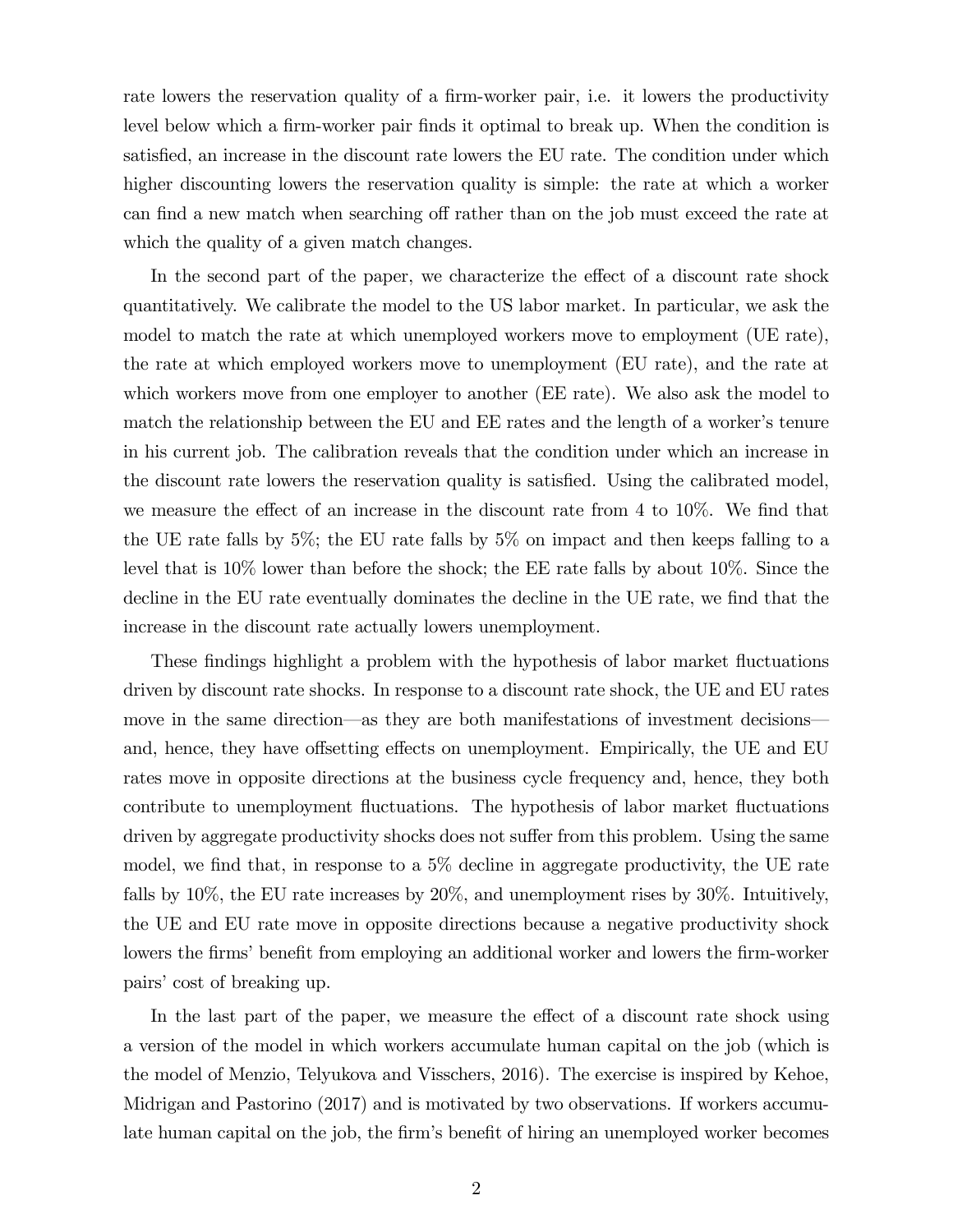rate lowers the reservation quality of a firm-worker pair, i.e. it lowers the productivity level below which a firm-worker pair finds it optimal to break up. When the condition is satisfied, an increase in the discount rate lowers the EU rate. The condition under which higher discounting lowers the reservation quality is simple: the rate at which a worker can find a new match when searching off rather than on the job must exceed the rate at which the quality of a given match changes.

In the second part of the paper, we characterize the effect of a discount rate shock quantitatively. We calibrate the model to the US labor market. In particular, we ask the model to match the rate at which unemployed workers move to employment (UE rate), the rate at which employed workers move to unemployment (EU rate), and the rate at which workers move from one employer to another (EE rate). We also ask the model to match the relationship between the EU and EE rates and the length of a worker's tenure in his current job. The calibration reveals that the condition under which an increase in the discount rate lowers the reservation quality is satisfied. Using the calibrated model, we measure the effect of an increase in the discount rate from 4 to 10%. We find that the UE rate falls by 5%; the EU rate falls by 5% on impact and then keeps falling to a level that is 10% lower than before the shock; the EE rate falls by about 10%. Since the decline in the EU rate eventually dominates the decline in the UE rate, we find that the increase in the discount rate actually lowers unemployment.

These findings highlight a problem with the hypothesis of labor market fluctuations driven by discount rate shocks. In response to a discount rate shock, the UE and EU rates move in the same direction—as they are both manifestations of investment decisions—and, hence, they have offsetting effects on unemployment. Empirically, the UE and EU rates move in opposite directions at the business cycle frequency and, hence, they both contribute to unemployment fluctuations. The hypothesis of labor market fluctuations driven by aggregate productivity shocks does not suffer from this problem. Using the same model, we find that, in response to a 5% decline in aggregate productivity, the UE rate falls by 10%, the EU rate increases by 20%, and unemployment rises by 30%. Intuitively, the UE and EU rate move in opposite directions because a negative productivity shock lowers the firms' benefit from employing an additional worker and lowers the firm-worker pairs' cost of breaking up.

In the last part of the paper, we measure the effect of a discount rate shock using a version of the model in which workers accumulate human capital on the job (which is the model of Menzio, Telyukova and Visschers, 2016). The exercise is inspired by Kehoe, Midrigan and Pastorino (2017) and is motivated by two observations. If workers accumulate human capital on the job, the firm's benefit of hiring an unemployed worker becomes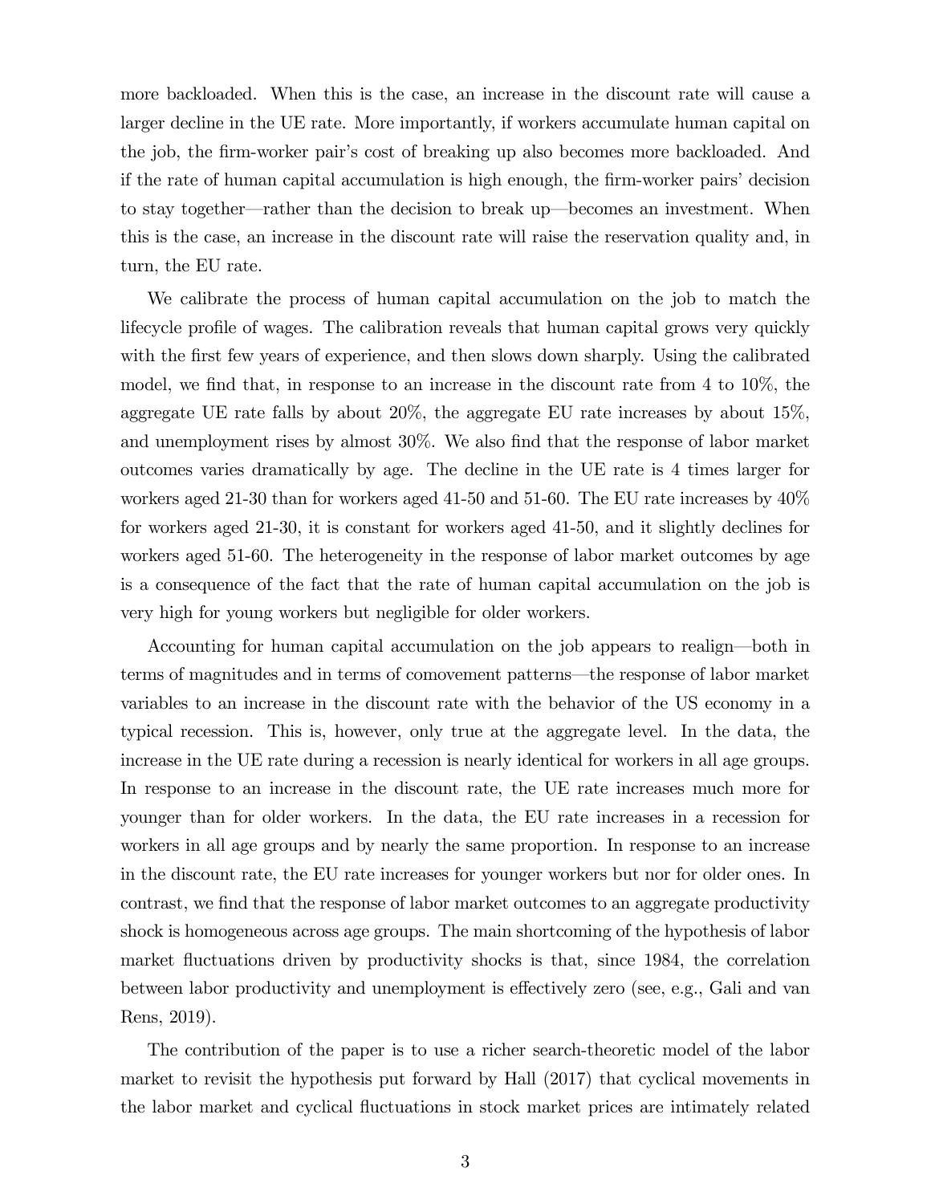more backloaded. When this is the case, an increase in the discount rate will cause a larger decline in the UE rate. More importantly, if workers accumulate human capital on the job, the firm-worker pair's cost of breaking up also becomes more backloaded. And if the rate of human capital accumulation is high enough, the firm-worker pairs' decision to stay together—rather than the decision to break up—becomes an investment. When this is the case, an increase in the discount rate will raise the reservation quality and, in turn, the EU rate.

We calibrate the process of human capital accumulation on the job to match the lifecycle profile of wages. The calibration reveals that human capital grows very quickly with the first few years of experience, and then slows down sharply. Using the calibrated model, we find that, in response to an increase in the discount rate from 4 to 10%, the aggregate UE rate falls by about 20%, the aggregate EU rate increases by about 15%, and unemployment rises by almost 30%. We also find that the response of labor market outcomes varies dramatically by age. The decline in the UE rate is 4 times larger for workers aged 21-30 than for workers aged 41-50 and 51-60. The EU rate increases by 40% for workers aged 21-30, it is constant for workers aged 41-50, and it slightly declines for workers aged 51-60. The heterogeneity in the response of labor market outcomes by age is a consequence of the fact that the rate of human capital accumulation on the job is very high for young workers but negligible for older workers.

Accounting for human capital accumulation on the job appears to realign—both in terms of magnitudes and in terms of comovement patterns—the response of labor market variables to an increase in the discount rate with the behavior of the US economy in a typical recession. This is, however, only true at the aggregate level. In the data, the increase in the UE rate during a recession is nearly identical for workers in all age groups. In response to an increase in the discount rate, the UE rate increases much more for younger than for older workers. In the data, the EU rate increases in a recession for workers in all age groups and by nearly the same proportion. In response to an increase in the discount rate, the EU rate increases for younger workers but nor for older ones. In contrast, we find that the response of labor market outcomes to an aggregate productivity shock is homogeneous across age groups. The main shortcoming of the hypothesis of labor market fluctuations driven by productivity shocks is that, since 1984, the correlation between labor productivity and unemployment is effectively zero (see, e.g., Gali and van Rens, 2019).

The contribution of the paper is to use a richer search-theoretic model of the labor market to revisit the hypothesis put forward by Hall (2017) that cyclical movements in the labor market and cyclical fluctuations in stock market prices are intimately related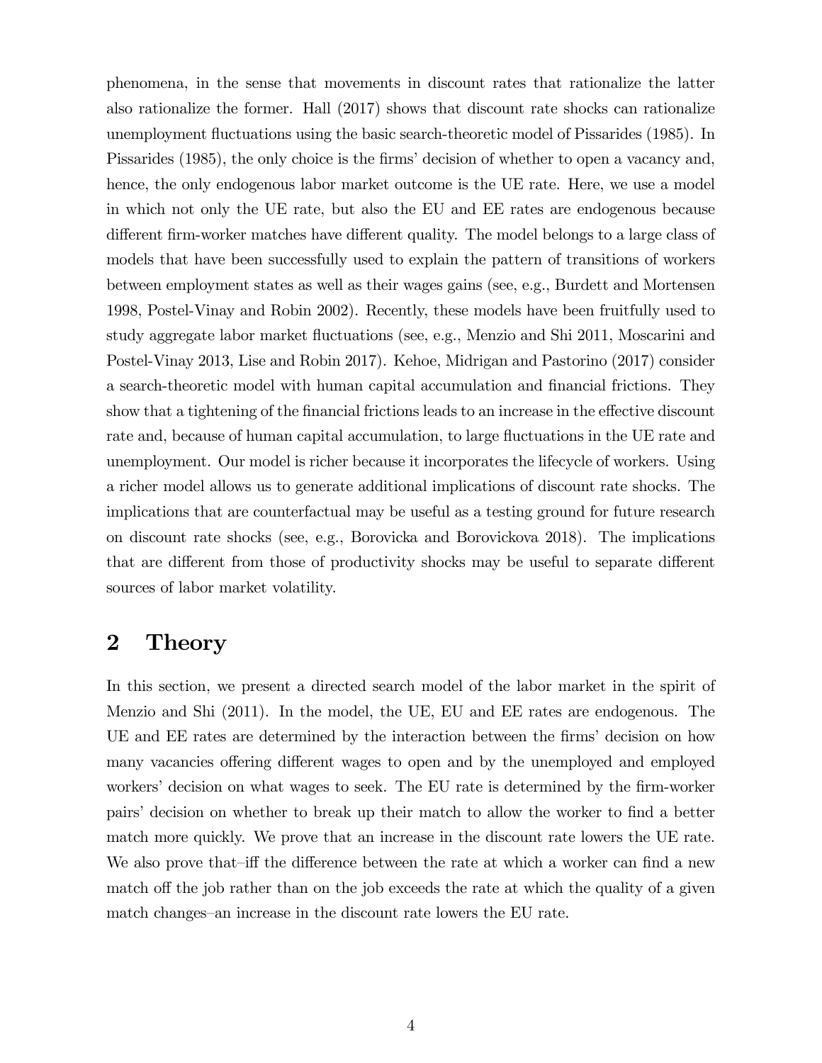phenomena, in the sense that movements in discount rates that rationalize the latter also rationalize the former. Hall (2017) shows that discount rate shocks can rationalize unemployment fluctuations using the basic search-theoretic model of Pissarides (1985). In Pissarides (1985), the only choice is the firms' decision of whether to open a vacancy and, hence, the only endogenous labor market outcome is the UE rate. Here, we use a model in which not only the UE rate, but also the EU and EE rates are endogenous because different firm-worker matches have different quality. The model belongs to a large class of models that have been successfully used to explain the pattern of transitions of workers between employment states as well as their wages gains (see, e.g., Burdett and Mortensen 1998, Postel-Vinay and Robin 2002). Recently, these models have been fruitfully used to study aggregate labor market fluctuations (see, e.g., Menzio and Shi 2011, Moscarini and Postel-Vinay 2013, Lise and Robin 2017). Kehoe, Midrigan and Pastorino (2017) consider a search-theoretic model with human capital accumulation and financial frictions. They show that a tightening of the financial frictions leads to an increase in the effective discount rate and, because of human capital accumulation, to large fluctuations in the UE rate and unemployment. Our model is richer because it incorporates the lifecycle of workers. Using a richer model allows us to generate additional implications of discount rate shocks. The implications that are counterfactual may be useful as a testing ground for future research on discount rate shocks (see, e.g., Borovicka and Borovickova 2018). The implications that are different from those of productivity shocks may be useful to separate different sources of labor market volatility.

# 2 Theory

In this section, we present a directed search model of the labor market in the spirit of Menzio and Shi (2011). In the model, the UE, EU and EE rates are endogenous. The UE and EE rates are determined by the interaction between the firms' decision on how many vacancies offering different wages to open and by the unemployed and employed workers' decision on what wages to seek. The EU rate is determined by the firm-worker pairs' decision on whether to break up their match to allow the worker to find a better match more quickly. We prove that an increase in the discount rate lowers the UE rate. We also prove that–iff the difference between the rate at which a worker can find a new match off the job rather than on the job exceeds the rate at which the quality of a given match changes–an increase in the discount rate lowers the EU rate.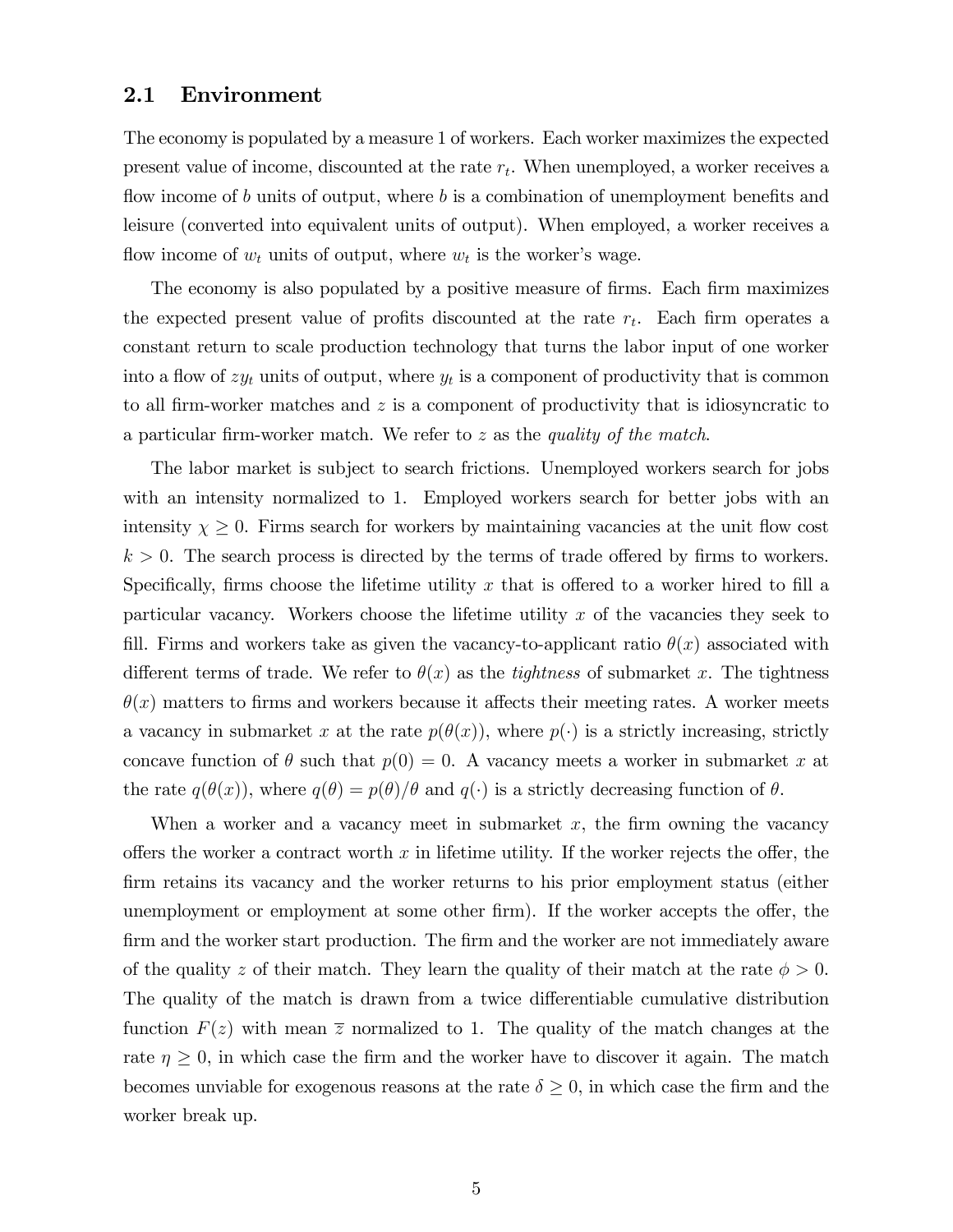## 2.1 Environment

The economy is populated by a measure 1 of workers. Each worker maximizes the expected present value of income, discounted at the rate $r_t$. When unemployed, a worker receives a flow income of $b$ units of output, where $b$ is a combination of unemployment benefits and leisure (converted into equivalent units of output). When employed, a worker receives a flow income of $w_t$ units of output, where $w_t$ is the worker's wage.

The economy is also populated by a positive measure of firms. Each firm maximizes the expected present value of profits discounted at the rate $r_t$. Each firm operates a constant return to scale production technology that turns the labor input of one worker into a flow of $zy_t$ units of output, where $y_t$ is a component of productivity that is common to all firm-worker matches and $z$ is a component of productivity that is idiosyncratic to a particular firm-worker match. We refer to $z$ as the *quality of the match*.

The labor market is subject to search frictions. Unemployed workers search for jobs with an intensity normalized to 1. Employed workers search for better jobs with an intensity $\chi \geq 0$. Firms search for workers by maintaining vacancies at the unit flow cost $k > 0$. The search process is directed by the terms of trade offered by firms to workers. Specifically, firms choose the lifetime utility $x$ that is offered to a worker hired to fill a particular vacancy. Workers choose the lifetime utility $x$ of the vacancies they seek to fill. Firms and workers take as given the vacancy-to-applicant ratio $\theta(x)$ associated with different terms of trade. We refer to $\theta(x)$ as the *tightness* of submarket $x$. The tightness $\theta(x)$ matters to firms and workers because it affects their meeting rates. A worker meets a vacancy in submarket $x$ at the rate $p(\theta(x))$, where $p(\cdot)$ is a strictly increasing, strictly concave function of $\theta$ such that $p(0) = 0$. A vacancy meets a worker in submarket $x$ at the rate $q(\theta(x))$, where $q(\theta) = p(\theta)/\theta$ and $q(\cdot)$ is a strictly decreasing function of $\theta$.

When a worker and a vacancy meet in submarket $x$, the firm owning the vacancy offers the worker a contract worth $x$ in lifetime utility. If the worker rejects the offer, the firm retains its vacancy and the worker returns to his prior employment status (either unemployment or employment at some other firm). If the worker accepts the offer, the firm and the worker start production. The firm and the worker are not immediately aware of the quality $z$ of their match. They learn the quality of their match at the rate $\phi > 0$. The quality of the match is drawn from a twice differentiable cumulative distribution function $F(z)$ with mean $\overline{z}$ normalized to 1. The quality of the match changes at the rate $\eta \geq 0$, in which case the firm and the worker have to discover it again. The match becomes unviable for exogenous reasons at the rate $\delta \geq 0$, in which case the firm and the worker break up.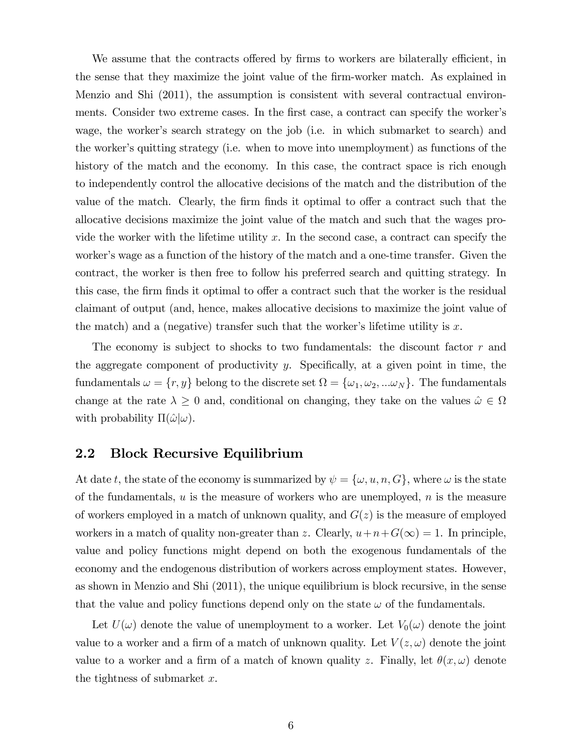We assume that the contracts offered by firms to workers are bilaterally efficient, in the sense that they maximize the joint value of the firm-worker match. As explained in Menzio and Shi (2011), the assumption is consistent with several contractual environments. Consider two extreme cases. In the first case, a contract can specify the worker's wage, the worker's search strategy on the job (i.e. in which submarket to search) and the worker's quitting strategy (i.e. when to move into unemployment) as functions of the history of the match and the economy. In this case, the contract space is rich enough to independently control the allocative decisions of the match and the distribution of the value of the match. Clearly, the firm finds it optimal to offer a contract such that the allocative decisions maximize the joint value of the match and such that the wages provide the worker with the lifetime utility $x$. In the second case, a contract can specify the worker's wage as a function of the history of the match and a one-time transfer. Given the contract, the worker is then free to follow his preferred search and quitting strategy. In this case, the firm finds it optimal to offer a contract such that the worker is the residual claimant of output (and, hence, makes allocative decisions to maximize the joint value of the match) and a (negative) transfer such that the worker's lifetime utility is $x$.

The economy is subject to shocks to two fundamentals: the discount factor $r$ and the aggregate component of productivity $y$. Specifically, at a given point in time, the fundamentals $\omega = \{r, y\}$ belong to the discrete set $\Omega = \{\omega_1, \omega_2, ...\omega_N\}$. The fundamentals change at the rate $\lambda \geq 0$ and, conditional on changing, they take on the values $\hat{\omega} \in \Omega$ with probability $\Pi(\hat{\omega}|\omega)$.

## 2.2 Block Recursive Equilibrium

At date $t$, the state of the economy is summarized by $\psi = \{\omega, u, n, G\}$, where $\omega$ is the state of the fundamentals, $u$ is the measure of workers who are unemployed, $n$ is the measure of workers employed in a match of unknown quality, and $G(z)$ is the measure of employed workers in a match of quality non-greater than $z$. Clearly, $u+n+G(\infty) = 1$. In principle, value and policy functions might depend on both the exogenous fundamentals of the economy and the endogenous distribution of workers across employment states. However, as shown in Menzio and Shi (2011), the unique equilibrium is block recursive, in the sense that the value and policy functions depend only on the state $\omega$ of the fundamentals.

Let $U(\omega)$ denote the value of unemployment to a worker. Let $V_0(\omega)$ denote the joint value to a worker and a firm of a match of unknown quality. Let $V(z, \omega)$ denote the joint value to a worker and a firm of a match of known quality $z$. Finally, let $\theta(x, \omega)$ denote the tightness of submarket $x$.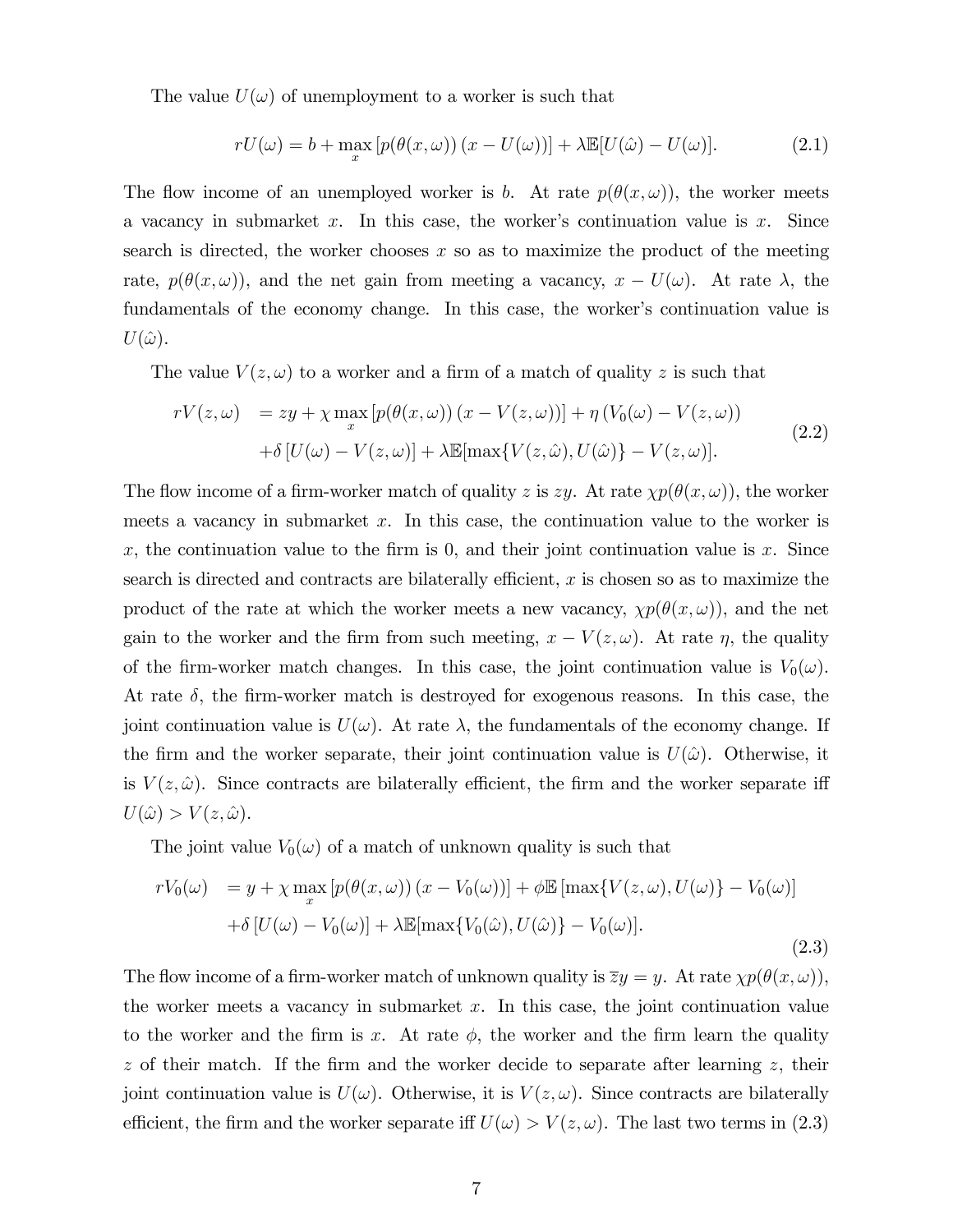The value $U(\omega)$ of unemployment to a worker is such that

$$rU(\omega) = b + \max_{x} \left[ p(\theta(x, \omega)) \left( x - U(\omega) \right) \right] + \lambda \mathbb{E}[U(\hat{\omega}) - U(\omega)]. \tag{2.1}$$

The flow income of an unemployed worker is $b$. At rate $p(\theta(x, \omega))$, the worker meets a vacancy in submarket $x$. In this case, the worker's continuation value is $x$. Since search is directed, the worker chooses $x$ so as to maximize the product of the meeting rate, $p(\theta(x, \omega))$, and the net gain from meeting a vacancy, $x - U(\omega)$. At rate $\lambda$, the fundamentals of the economy change. In this case, the worker's continuation value is $U(\hat{\omega})$.

The value $V(z, \omega)$ to a worker and a firm of a match of quality $z$ is such that

$$\begin{aligned} rV(z, \omega) &= zy + \chi \max_{x} \left[ p(\theta(x, \omega)) \left( x - V(z, \omega) \right) \right] + \eta \left( V_0(\omega) - V(z, \omega) \right) \\ &\quad + \delta \left[ U(\omega) - V(z, \omega) \right] + \lambda \mathbb{E}[\max\{V(z, \hat{\omega}), U(\hat{\omega})\} - V(z, \omega)]. \end{aligned} \tag{2.2}$$

The flow income of a firm-worker match of quality $z$ is $zy$. At rate $\chi p(\theta(x, \omega))$, the worker meets a vacancy in submarket $x$. In this case, the continuation value to the worker is $x$, the continuation value to the firm is 0, and their joint continuation value is $x$. Since search is directed and contracts are bilaterally efficient, $x$ is chosen so as to maximize the product of the rate at which the worker meets a new vacancy, $\chi p(\theta(x, \omega))$, and the net gain to the worker and the firm from such meeting, $x - V(z, \omega)$. At rate $\eta$, the quality of the firm-worker match changes. In this case, the joint continuation value is $V_0(\omega)$. At rate $\delta$, the firm-worker match is destroyed for exogenous reasons. In this case, the joint continuation value is $U(\omega)$. At rate $\lambda$, the fundamentals of the economy change. If the firm and the worker separate, their joint continuation value is $U(\hat{\omega})$. Otherwise, it is $V(z, \hat{\omega})$. Since contracts are bilaterally efficient, the firm and the worker separate iff $U(\hat{\omega}) > V(z, \hat{\omega})$.

The joint value $V_0(\omega)$ of a match of unknown quality is such that

$$\begin{aligned} rV_0(\omega) &= y + \chi \max_{x} \left[ p(\theta(x, \omega)) \left( x - V_0(\omega) \right) \right] + \phi \mathbb{E} \left[ \max\{V(z, \omega), U(\omega)\} - V_0(\omega) \right] \\ &\quad + \delta \left[ U(\omega) - V_0(\omega) \right] + \lambda \mathbb{E}[\max\{V_0(\hat{\omega}), U(\hat{\omega})\} - V_0(\omega)]. \end{aligned} \tag{2.3}$$

The flow income of a firm-worker match of unknown quality is $\bar{z}y = y$. At rate $\chi p(\theta(x, \omega))$, the worker meets a vacancy in submarket $x$. In this case, the joint continuation value to the worker and the firm is $x$. At rate $\phi$, the worker and the firm learn the quality $z$ of their match. If the firm and the worker decide to separate after learning $z$, their joint continuation value is $U(\omega)$. Otherwise, it is $V(z, \omega)$. Since contracts are bilaterally efficient, the firm and the worker separate iff $U(\omega) > V(z, \omega)$. The last two terms in (2.3)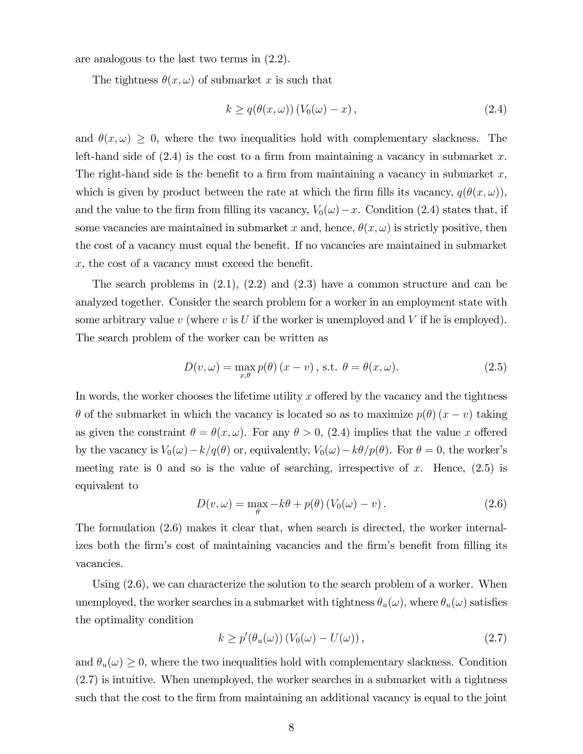are analogous to the last two terms in (2.2).

The tightness $\theta(x,\omega)$ of submarket $x$ is such that

$$k \geq q(\theta(x,\omega))\left(V_0(\omega) - x\right), \tag{2.4}$$

and $\theta(x,\omega) \geq 0$, where the two inequalities hold with complementary slackness. The left-hand side of (2.4) is the cost to a firm from maintaining a vacancy in submarket $x$. The right-hand side is the benefit to a firm from maintaining a vacancy in submarket $x$, which is given by product between the rate at which the firm fills its vacancy, $q(\theta(x,\omega))$, and the value to the firm from filling its vacancy, $V_0(\omega) - x$. Condition (2.4) states that, if some vacancies are maintained in submarket $x$ and, hence, $\theta(x,\omega)$ is strictly positive, then the cost of a vacancy must equal the benefit. If no vacancies are maintained in submarket $x$, the cost of a vacancy must exceed the benefit.

The search problems in (2.1), (2.2) and (2.3) have a common structure and can be analyzed together. Consider the search problem for a worker in an employment state with some arbitrary value $v$ (where $v$ is $U$ if the worker is unemployed and $V$ if he is employed). The search problem of the worker can be written as

$$D(v,\omega) = \max_{x,\theta} p(\theta)\left(x - v\right), \text{ s.t. } \theta = \theta(x,\omega). \tag{2.5}$$

In words, the worker chooses the lifetime utility $x$ offered by the vacancy and the tightness $\theta$ of the submarket in which the vacancy is located so as to maximize $p(\theta)(x - v)$ taking as given the constraint $\theta = \theta(x,\omega)$. For any $\theta > 0$, (2.4) implies that the value $x$ offered by the vacancy is $V_0(\omega) - k/q(\theta)$ or, equivalently, $V_0(\omega) - k\theta/p(\theta)$. For $\theta = 0$, the worker's meeting rate is 0 and so is the value of searching, irrespective of $x$. Hence, (2.5) is equivalent to

$$D(v,\omega) = \max_{\theta} -k\theta + p(\theta)\left(V_0(\omega) - v\right). \tag{2.6}$$

The formulation (2.6) makes it clear that, when search is directed, the worker internalizes both the firm's cost of maintaining vacancies and the firm's benefit from filling its vacancies.

Using (2.6), we can characterize the solution to the search problem of a worker. When unemployed, the worker searches in a submarket with tightness $\theta_u(\omega)$, where $\theta_u(\omega)$ satisfies the optimality condition

$$k \geq p'(\theta_u(\omega))\left(V_0(\omega) - U(\omega)\right), \tag{2.7}$$

and $\theta_u(\omega) \geq 0$, where the two inequalities hold with complementary slackness. Condition (2.7) is intuitive. When unemployed, the worker searches in a submarket with a tightness such that the cost to the firm from maintaining an additional vacancy is equal to the joint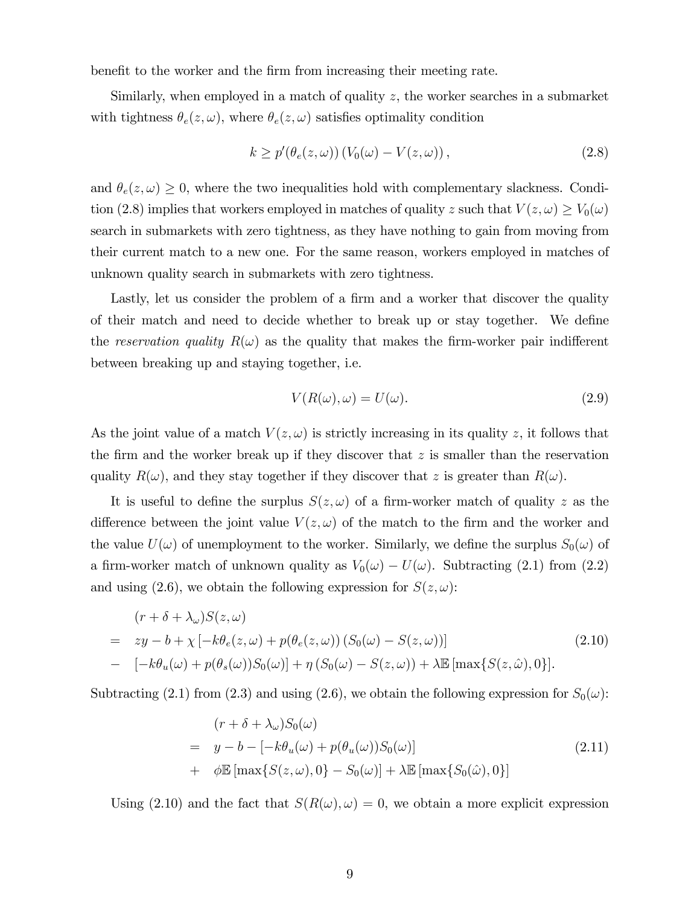benefit to the worker and the firm from increasing their meeting rate.

Similarly, when employed in a match of quality $z$, the worker searches in a submarket with tightness $\theta_e(z,\omega)$, where $\theta_e(z,\omega)$ satisfies optimality condition

$$k \geq p'(\theta_e(z,\omega))\left(V_0(\omega) - V(z,\omega)\right), \tag{2.8}$$

and $\theta_e(z,\omega) \geq 0$, where the two inequalities hold with complementary slackness. Condition (2.8) implies that workers employed in matches of quality $z$ such that $V(z,\omega) \geq V_0(\omega)$ search in submarkets with zero tightness, as they have nothing to gain from moving from their current match to a new one. For the same reason, workers employed in matches of unknown quality search in submarkets with zero tightness.

Lastly, let us consider the problem of a firm and a worker that discover the quality of their match and need to decide whether to break up or stay together. We define the *reservation quality* $R(\omega)$ as the quality that makes the firm-worker pair indifferent between breaking up and staying together, i.e.

$$V(R(\omega),\omega) = U(\omega). \tag{2.9}$$

As the joint value of a match $V(z,\omega)$ is strictly increasing in its quality $z$, it follows that the firm and the worker break up if they discover that $z$ is smaller than the reservation quality $R(\omega)$, and they stay together if they discover that $z$ is greater than $R(\omega)$.

It is useful to define the surplus $S(z,\omega)$ of a firm-worker match of quality $z$ as the difference between the joint value $V(z,\omega)$ of the match to the firm and the worker and the value $U(\omega)$ of unemployment to the worker. Similarly, we define the surplus $S_0(\omega)$ of a firm-worker match of unknown quality as $V_0(\omega) - U(\omega)$. Subtracting (2.1) from (2.2) and using (2.6), we obtain the following expression for $S(z,\omega)$:

$$\begin{aligned}
& (r+\delta+\lambda_\omega)S(z,\omega) \\
= \quad & zy - b + \chi\left[-k\theta_e(z,\omega) + p(\theta_e(z,\omega))\left(S_0(\omega) - S(z,\omega)\right)\right] \\
- \quad & \left[-k\theta_u(\omega) + p(\theta_s(\omega))S_0(\omega)\right] + \eta\left(S_0(\omega) - S(z,\omega)\right) + \lambda\mathbb{E}\left[\max\{S(z,\hat{\omega}),0\}\right].
\end{aligned} \tag{2.10}$$

Subtracting (2.1) from (2.3) and using (2.6), we obtain the following expression for $S_0(\omega)$:

$$\begin{aligned}
& (r+\delta+\lambda_\omega)S_0(\omega) \\
= \quad & y - b - \left[-k\theta_u(\omega) + p(\theta_u(\omega))S_0(\omega)\right] \\
+ \quad & \phi\mathbb{E}\left[\max\{S(z,\omega),0\} - S_0(\omega)\right] + \lambda\mathbb{E}\left[\max\{S_0(\hat{\omega}),0\}\right]
\end{aligned} \tag{2.11}$$

Using (2.10) and the fact that $S(R(\omega),\omega) = 0$, we obtain a more explicit expression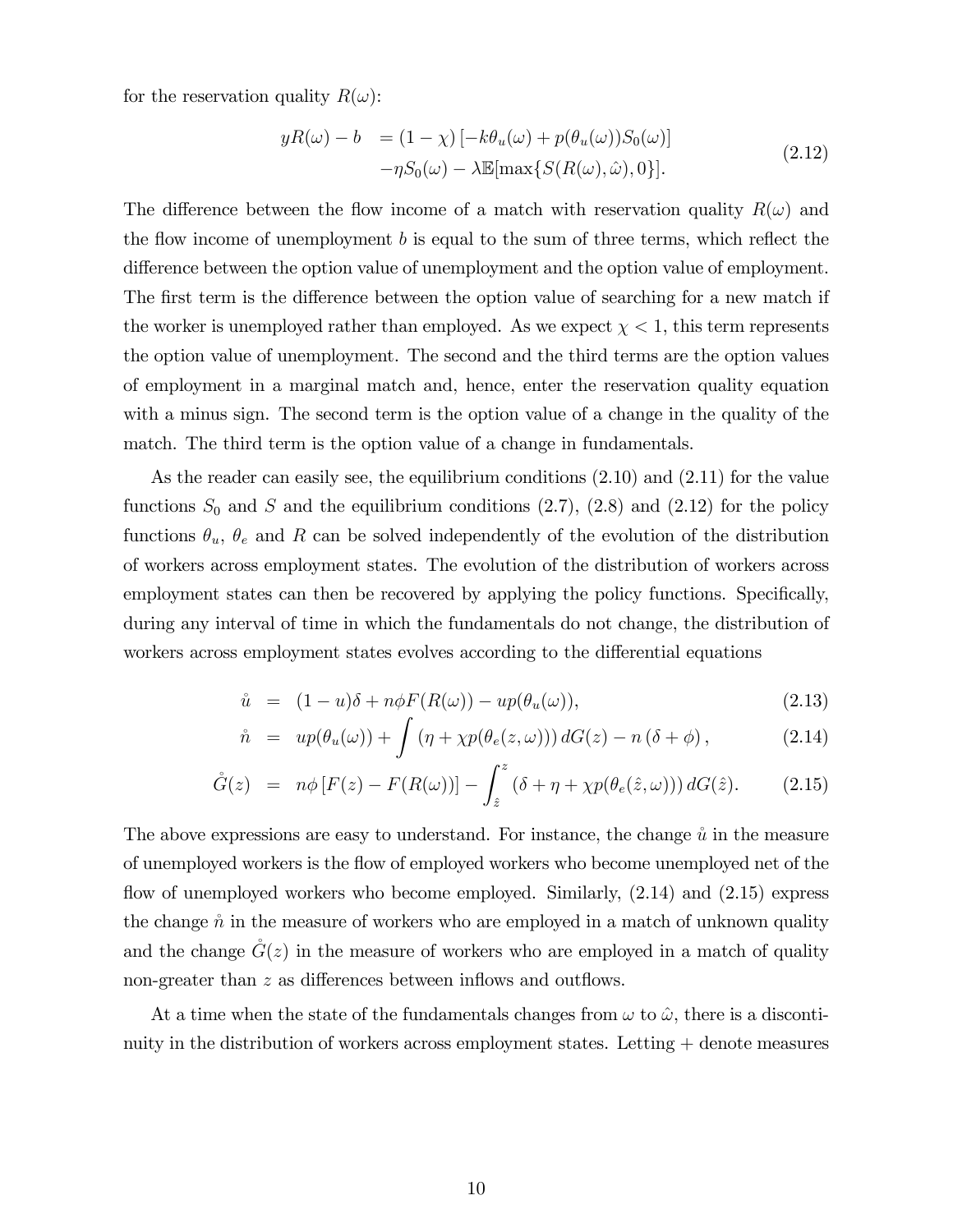for the reservation quality $R(\omega)$:

$$
\begin{aligned}
yR(\omega) - b &= (1-\chi)\left[-k\theta_u(\omega) + p(\theta_u(\omega))S_0(\omega)\right] \\
&\quad -\eta S_0(\omega) - \lambda \mathbb{E}[\max\{S(R(\omega),\hat{\omega}),0\}].
\end{aligned}
\tag{2.12}
$$

The difference between the flow income of a match with reservation quality $R(\omega)$ and the flow income of unemployment $b$ is equal to the sum of three terms, which reflect the difference between the option value of unemployment and the option value of employment. The first term is the difference between the option value of searching for a new match if the worker is unemployed rather than employed. As we expect $\chi < 1$, this term represents the option value of unemployment. The second and the third terms are the option values of employment in a marginal match and, hence, enter the reservation quality equation with a minus sign. The second term is the option value of a change in the quality of the match. The third term is the option value of a change in fundamentals.

As the reader can easily see, the equilibrium conditions (2.10) and (2.11) for the value functions $S_0$ and $S$ and the equilibrium conditions (2.7), (2.8) and (2.12) for the policy functions $\theta_u$, $\theta_e$ and $R$ can be solved independently of the evolution of the distribution of workers across employment states. The evolution of the distribution of workers across employment states can then be recovered by applying the policy functions. Specifically, during any interval of time in which the fundamentals do not change, the distribution of workers across employment states evolves according to the differential equations

$$
\mathring{u} = (1-u)\delta + n\phi F(R(\omega)) - up(\theta_u(\omega)), \tag{2.13}
$$

$$
\mathring{n} = up(\theta_u(\omega)) + \int (\eta + \chi p(\theta_e(z,\omega)))\, dG(z) - n(\delta + \phi), \tag{2.14}
$$

$$
\mathring{G}(z) = n\phi\left[F(z) - F(R(\omega))\right] - \int_{\hat{z}}^{z} (\delta + \eta + \chi p(\theta_e(\hat{z},\omega)))\, dG(\hat{z}). \tag{2.15}
$$

The above expressions are easy to understand. For instance, the change $\mathring{u}$ in the measure of unemployed workers is the flow of employed workers who become unemployed net of the flow of unemployed workers who become employed. Similarly, (2.14) and (2.15) express the change $\mathring{n}$ in the measure of workers who are employed in a match of unknown quality and the change $\mathring{G}(z)$ in the measure of workers who are employed in a match of quality non-greater than $z$ as differences between inflows and outflows.

At a time when the state of the fundamentals changes from $\omega$ to $\hat{\omega}$, there is a discontinuity in the distribution of workers across employment states. Letting + denote measures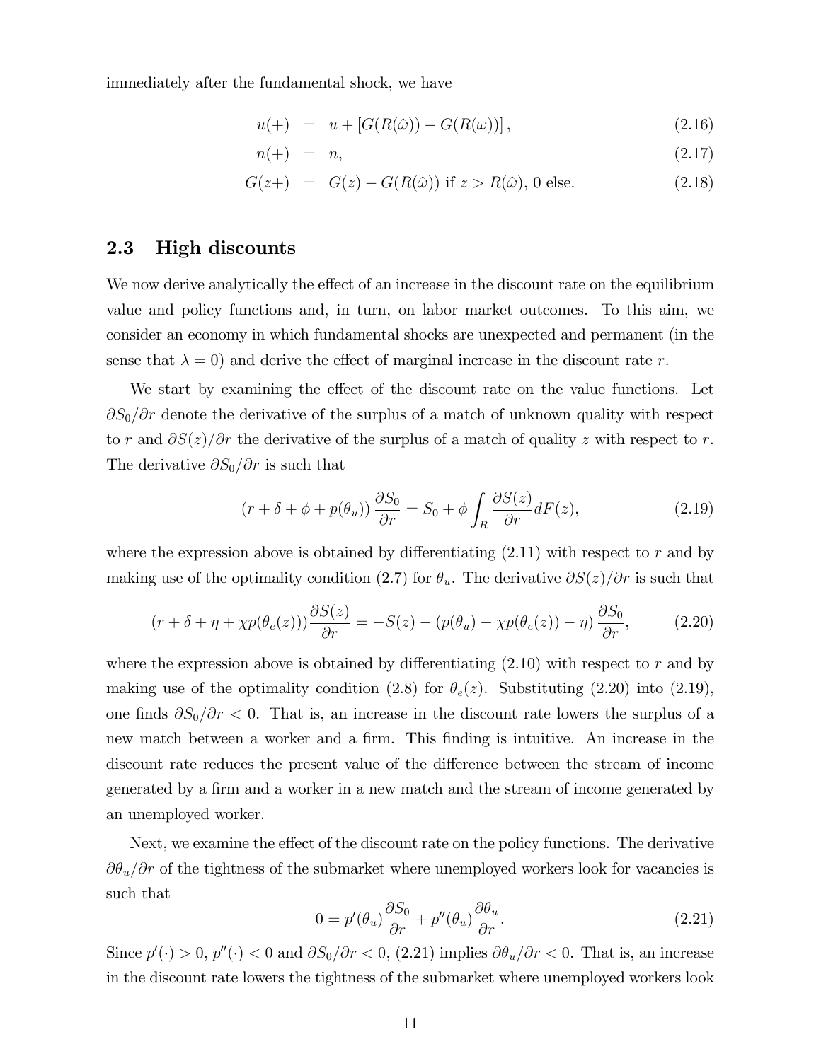immediately after the fundamental shock, we have

$$
\begin{aligned}
u(+) &= u + [G(R(\hat{\omega})) - G(R(\omega))], & (2.16)\\
n(+) &= n, & (2.17)\\
G(z+) &= G(z) - G(R(\hat{\omega})) \text{ if } z > R(\hat{\omega}), \text{ 0 else.} & (2.18)
\end{aligned}
$$

## 2.3 High discounts

We now derive analytically the effect of an increase in the discount rate on the equilibrium value and policy functions and, in turn, on labor market outcomes. To this aim, we consider an economy in which fundamental shocks are unexpected and permanent (in the sense that $\lambda = 0$) and derive the effect of marginal increase in the discount rate $r$.

We start by examining the effect of the discount rate on the value functions. Let $\partial S_0/\partial r$ denote the derivative of the surplus of a match of unknown quality with respect to $r$ and $\partial S(z)/\partial r$ the derivative of the surplus of a match of quality $z$ with respect to $r$. The derivative $\partial S_0/\partial r$ is such that

$$
(r + \delta + \phi + p(\theta_u)) \frac{\partial S_0}{\partial r} = S_0 + \phi \int_R \frac{\partial S(z)}{\partial r} dF(z), \tag{2.19}
$$

where the expression above is obtained by differentiating (2.11) with respect to $r$ and by making use of the optimality condition (2.7) for $\theta_u$. The derivative $\partial S(z)/\partial r$ is such that

$$
(r + \delta + \eta + \chi p(\theta_e(z))) \frac{\partial S(z)}{\partial r} = -S(z) - (p(\theta_u) - \chi p(\theta_e(z)) - \eta) \frac{\partial S_0}{\partial r}, \tag{2.20}
$$

where the expression above is obtained by differentiating (2.10) with respect to $r$ and by making use of the optimality condition (2.8) for $\theta_e(z)$. Substituting (2.20) into (2.19), one finds $\partial S_0/\partial r < 0$. That is, an increase in the discount rate lowers the surplus of a new match between a worker and a firm. This finding is intuitive. An increase in the discount rate reduces the present value of the difference between the stream of income generated by a firm and a worker in a new match and the stream of income generated by an unemployed worker.

Next, we examine the effect of the discount rate on the policy functions. The derivative $\partial \theta_u/\partial r$ of the tightness of the submarket where unemployed workers look for vacancies is such that

$$
0 = p'(\theta_u) \frac{\partial S_0}{\partial r} + p''(\theta_u) \frac{\partial \theta_u}{\partial r}. \tag{2.21}
$$

Since $p'(\cdot) > 0$, $p''(\cdot) < 0$ and $\partial S_0/\partial r < 0$, (2.21) implies $\partial \theta_u/\partial r < 0$. That is, an increase in the discount rate lowers the tightness of the submarket where unemployed workers look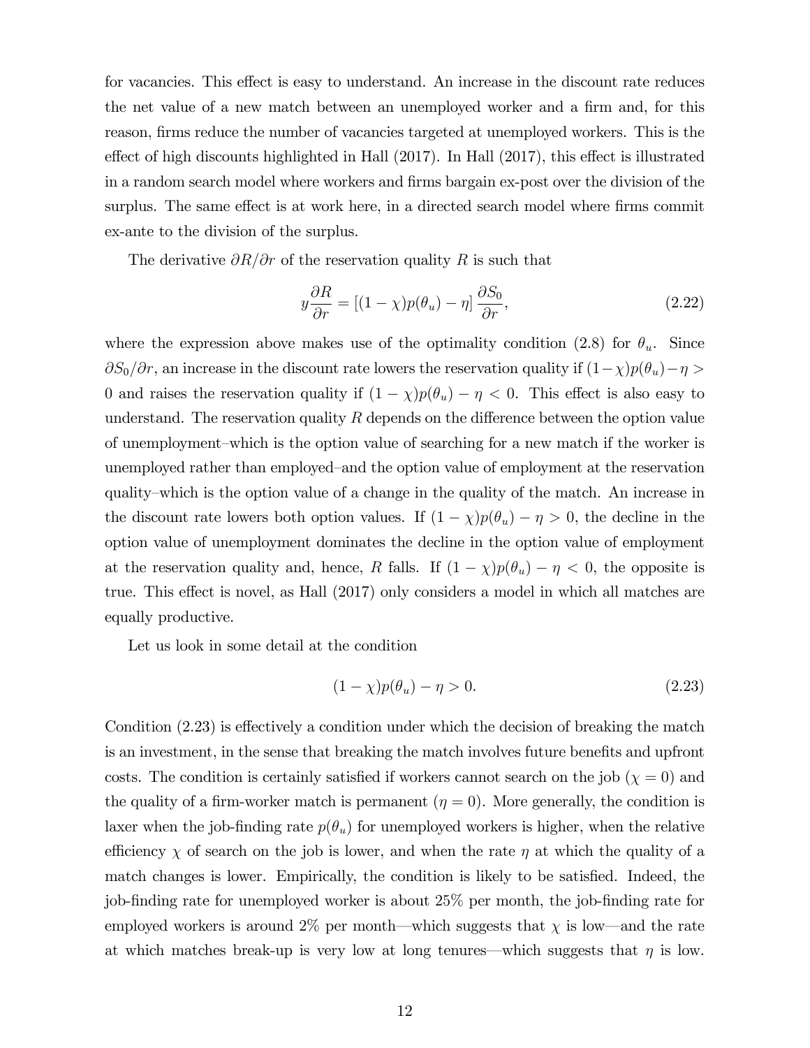for vacancies. This effect is easy to understand. An increase in the discount rate reduces the net value of a new match between an unemployed worker and a firm and, for this reason, firms reduce the number of vacancies targeted at unemployed workers. This is the effect of high discounts highlighted in Hall (2017). In Hall (2017), this effect is illustrated in a random search model where workers and firms bargain ex-post over the division of the surplus. The same effect is at work here, in a directed search model where firms commit ex-ante to the division of the surplus.

The derivative $\partial R/\partial r$ of the reservation quality $R$ is such that

$$y\frac{\partial R}{\partial r} = \left[(1-\chi)p(\theta_u) - \eta\right]\frac{\partial S_0}{\partial r}, \tag{2.22}$$

where the expression above makes use of the optimality condition (2.8) for $\theta_u$. Since $\partial S_0/\partial r$, an increase in the discount rate lowers the reservation quality if $(1-\chi)p(\theta_u)-\eta > 0$ and raises the reservation quality if $(1-\chi)p(\theta_u) - \eta < 0$. This effect is also easy to understand. The reservation quality $R$ depends on the difference between the option value of unemployment–which is the option value of searching for a new match if the worker is unemployed rather than employed–and the option value of employment at the reservation quality–which is the option value of a change in the quality of the match. An increase in the discount rate lowers both option values. If $(1-\chi)p(\theta_u) - \eta > 0$, the decline in the option value of unemployment dominates the decline in the option value of employment at the reservation quality and, hence, $R$ falls. If $(1-\chi)p(\theta_u) - \eta < 0$, the opposite is true. This effect is novel, as Hall (2017) only considers a model in which all matches are equally productive.

Let us look in some detail at the condition

$$(1-\chi)p(\theta_u) - \eta > 0. \tag{2.23}$$

Condition (2.23) is effectively a condition under which the decision of breaking the match is an investment, in the sense that breaking the match involves future benefits and upfront costs. The condition is certainly satisfied if workers cannot search on the job ($\chi = 0$) and the quality of a firm-worker match is permanent ($\eta = 0$). More generally, the condition is laxer when the job-finding rate $p(\theta_u)$ for unemployed workers is higher, when the relative efficiency $\chi$ of search on the job is lower, and when the rate $\eta$ at which the quality of a match changes is lower. Empirically, the condition is likely to be satisfied. Indeed, the job-finding rate for unemployed worker is about 25% per month, the job-finding rate for employed workers is around 2% per month—which suggests that $\chi$ is low—and the rate at which matches break-up is very low at long tenures—which suggests that $\eta$ is low.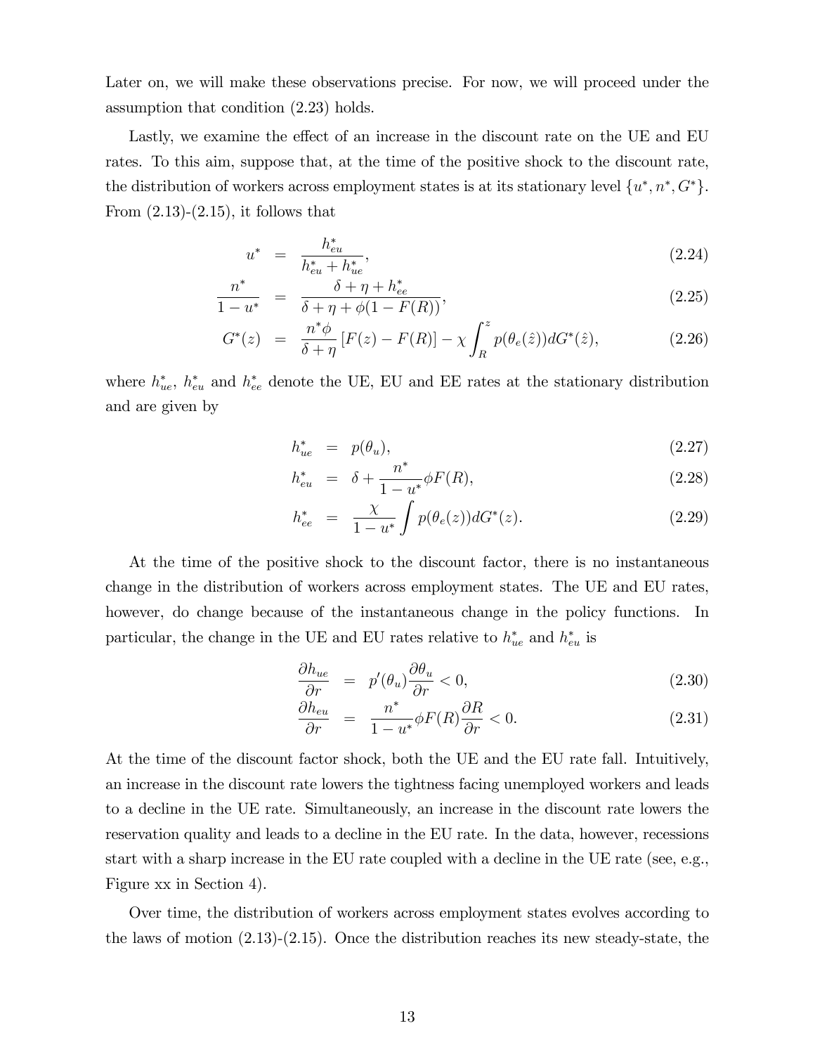Later on, we will make these observations precise. For now, we will proceed under the assumption that condition (2.23) holds.

Lastly, we examine the effect of an increase in the discount rate on the UE and EU rates. To this aim, suppose that, at the time of the positive shock to the discount rate, the distribution of workers across employment states is at its stationary level $\{u^*, n^*, G^*\}$. From (2.13)-(2.15), it follows that

$$
\begin{aligned}
u^* &= \frac{h^*_{eu}}{h^*_{eu} + h^*_{ue}}, && (2.24)\\
\frac{n^*}{1-u^*} &= \frac{\delta + \eta + h^*_{ee}}{\delta + \eta + \phi(1 - F(R))}, && (2.25)\\
G^*(z) &= \frac{n^*\phi}{\delta + \eta}\left[F(z) - F(R)\right] - \chi \int_R^z p(\theta_e(\hat{z}))dG^*(\hat{z}), && (2.26)
\end{aligned}
$$

where $h^*_{ue}$, $h^*_{eu}$ and $h^*_{ee}$ denote the UE, EU and EE rates at the stationary distribution and are given by

$$
\begin{aligned}
h^*_{ue} &= p(\theta_u), && (2.27)\\
h^*_{eu} &= \delta + \frac{n^*}{1-u^*}\phi F(R), && (2.28)\\
h^*_{ee} &= \frac{\chi}{1-u^*}\int p(\theta_e(z))dG^*(z). && (2.29)
\end{aligned}
$$

At the time of the positive shock to the discount factor, there is no instantaneous change in the distribution of workers across employment states. The UE and EU rates, however, do change because of the instantaneous change in the policy functions. In particular, the change in the UE and EU rates relative to $h^*_{ue}$ and $h^*_{eu}$ is

$$
\begin{aligned}
\frac{\partial h_{ue}}{\partial r} &= p'(\theta_u)\frac{\partial \theta_u}{\partial r} < 0, && (2.30)\\
\frac{\partial h_{eu}}{\partial r} &= \frac{n^*}{1-u^*}\phi F(R)\frac{\partial R}{\partial r} < 0. && (2.31)
\end{aligned}
$$

At the time of the discount factor shock, both the UE and the EU rate fall. Intuitively, an increase in the discount rate lowers the tightness facing unemployed workers and leads to a decline in the UE rate. Simultaneously, an increase in the discount rate lowers the reservation quality and leads to a decline in the EU rate. In the data, however, recessions start with a sharp increase in the EU rate coupled with a decline in the UE rate (see, e.g., Figure xx in Section 4).

Over time, the distribution of workers across employment states evolves according to the laws of motion (2.13)-(2.15). Once the distribution reaches its new steady-state, the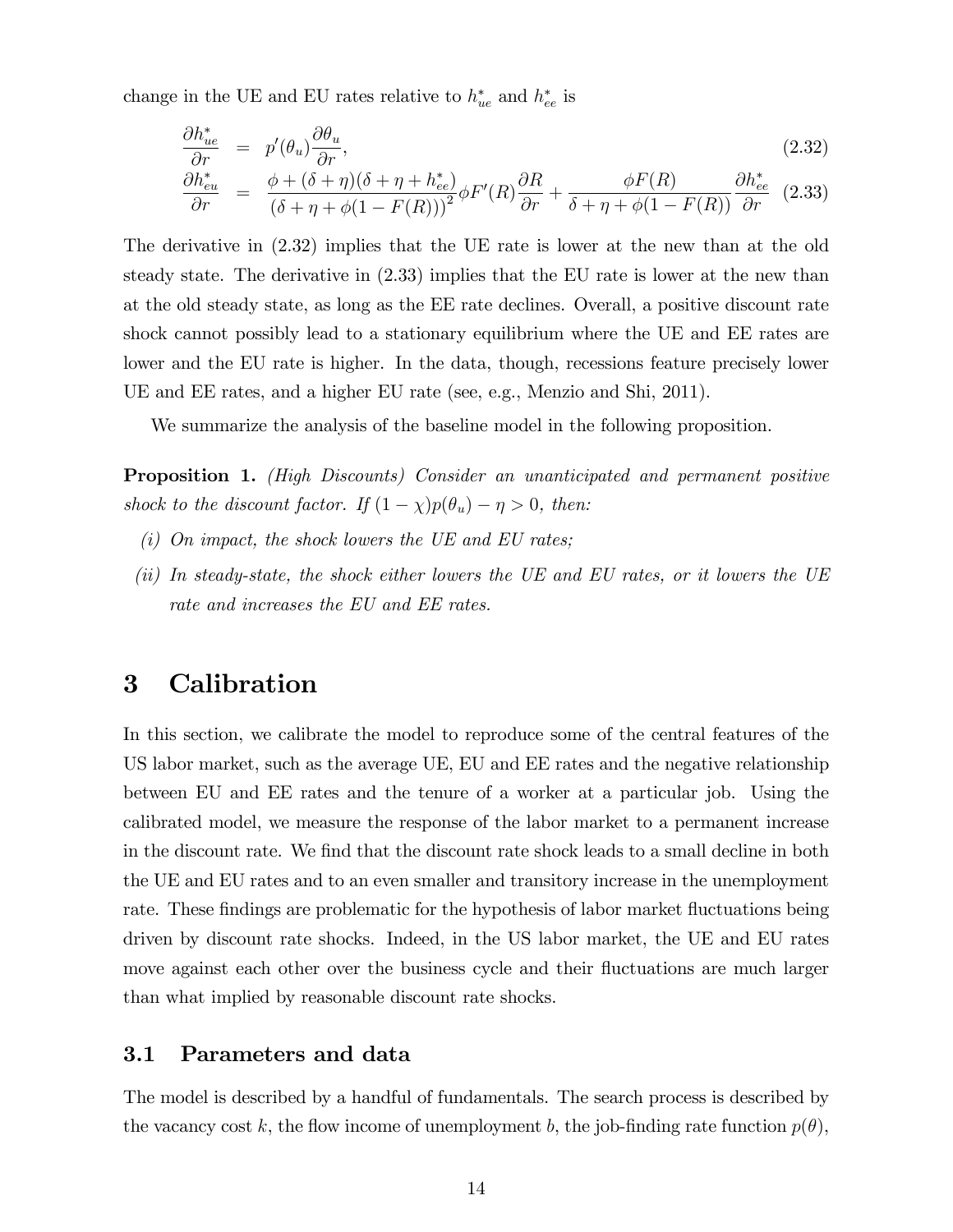change in the UE and EU rates relative to $h^*_{ue}$ and $h^*_{ee}$ is

$$
\begin{aligned}
\frac{\partial h^*_{ue}}{\partial r} &= p'(\theta_u)\frac{\partial \theta_u}{\partial r}, && (2.32)\\
\frac{\partial h^*_{eu}}{\partial r} &= \frac{\phi + (\delta+\eta)(\delta+\eta+h^*_{ee})}{(\delta+\eta+\phi(1-F(R)))^2}\phi F'(R)\frac{\partial R}{\partial r} + \frac{\phi F(R)}{\delta+\eta+\phi(1-F(R))}\frac{\partial h^*_{ee}}{\partial r} && (2.33)
\end{aligned}
$$

The derivative in (2.32) implies that the UE rate is lower at the new than at the old steady state. The derivative in (2.33) implies that the EU rate is lower at the new than at the old steady state, as long as the EE rate declines. Overall, a positive discount rate shock cannot possibly lead to a stationary equilibrium where the UE and EE rates are lower and the EU rate is higher. In the data, though, recessions feature precisely lower UE and EE rates, and a higher EU rate (see, e.g., Menzio and Shi, 2011).

We summarize the analysis of the baseline model in the following proposition.

**Proposition 1.** *(High Discounts) Consider an unanticipated and permanent positive shock to the discount factor. If $(1-\chi)p(\theta_u) - \eta > 0$, then:*

- *(i) On impact, the shock lowers the UE and EU rates;*
- *(ii) In steady-state, the shock either lowers the UE and EU rates, or it lowers the UE rate and increases the EU and EE rates.*

# 3 Calibration

In this section, we calibrate the model to reproduce some of the central features of the US labor market, such as the average UE, EU and EE rates and the negative relationship between EU and EE rates and the tenure of a worker at a particular job. Using the calibrated model, we measure the response of the labor market to a permanent increase in the discount rate. We find that the discount rate shock leads to a small decline in both the UE and EU rates and to an even smaller and transitory increase in the unemployment rate. These findings are problematic for the hypothesis of labor market fluctuations being driven by discount rate shocks. Indeed, in the US labor market, the UE and EU rates move against each other over the business cycle and their fluctuations are much larger than what implied by reasonable discount rate shocks.

## 3.1 Parameters and data

The model is described by a handful of fundamentals. The search process is described by the vacancy cost $k$, the flow income of unemployment $b$, the job-finding rate function $p(\theta)$,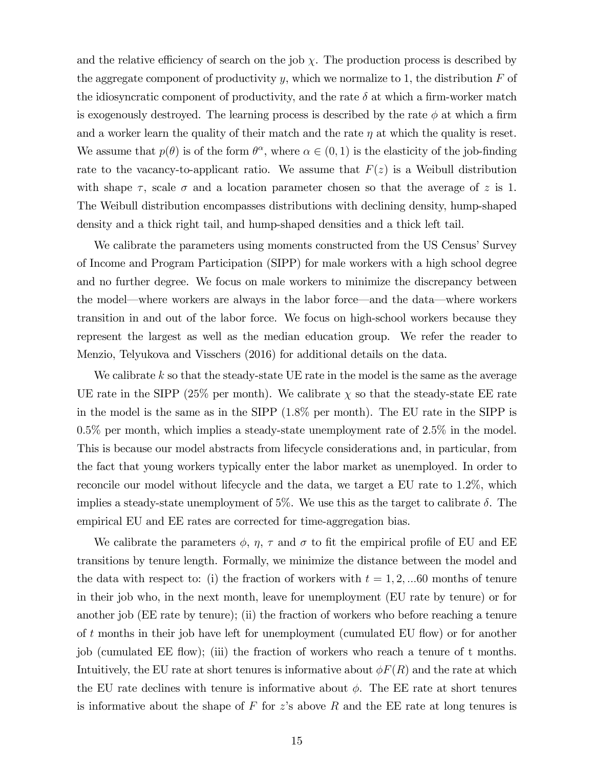and the relative efficiency of search on the job $\chi$. The production process is described by the aggregate component of productivity $y$, which we normalize to 1, the distribution $F$ of the idiosyncratic component of productivity, and the rate $\delta$ at which a firm-worker match is exogenously destroyed. The learning process is described by the rate $\phi$ at which a firm and a worker learn the quality of their match and the rate $\eta$ at which the quality is reset. We assume that $p(\theta)$ is of the form $\theta^{\alpha}$, where $\alpha \in (0, 1)$ is the elasticity of the job-finding rate to the vacancy-to-applicant ratio. We assume that $F(z)$ is a Weibull distribution with shape $\tau$, scale $\sigma$ and a location parameter chosen so that the average of $z$ is 1. The Weibull distribution encompasses distributions with declining density, hump-shaped density and a thick right tail, and hump-shaped densities and a thick left tail.

We calibrate the parameters using moments constructed from the US Census' Survey of Income and Program Participation (SIPP) for male workers with a high school degree and no further degree. We focus on male workers to minimize the discrepancy between the model—where workers are always in the labor force—and the data—where workers transition in and out of the labor force. We focus on high-school workers because they represent the largest as well as the median education group. We refer the reader to Menzio, Telyukova and Visschers (2016) for additional details on the data.

We calibrate $k$ so that the steady-state UE rate in the model is the same as the average UE rate in the SIPP (25% per month). We calibrate $\chi$ so that the steady-state EE rate in the model is the same as in the SIPP (1.8% per month). The EU rate in the SIPP is 0.5% per month, which implies a steady-state unemployment rate of 2.5% in the model. This is because our model abstracts from lifecycle considerations and, in particular, from the fact that young workers typically enter the labor market as unemployed. In order to reconcile our model without lifecycle and the data, we target a EU rate to 1.2%, which implies a steady-state unemployment of 5%. We use this as the target to calibrate $\delta$. The empirical EU and EE rates are corrected for time-aggregation bias.

We calibrate the parameters $\phi$, $\eta$, $\tau$ and $\sigma$ to fit the empirical profile of EU and EE transitions by tenure length. Formally, we minimize the distance between the model and the data with respect to: (i) the fraction of workers with $t = 1, 2, ...60$ months of tenure in their job who, in the next month, leave for unemployment (EU rate by tenure) or for another job (EE rate by tenure); (ii) the fraction of workers who before reaching a tenure of $t$ months in their job have left for unemployment (cumulated EU flow) or for another job (cumulated EE flow); (iii) the fraction of workers who reach a tenure of t months. Intuitively, the EU rate at short tenures is informative about $\phi F(R)$ and the rate at which the EU rate declines with tenure is informative about $\phi$. The EE rate at short tenures is informative about the shape of $F$ for $z$'s above $R$ and the EE rate at long tenures is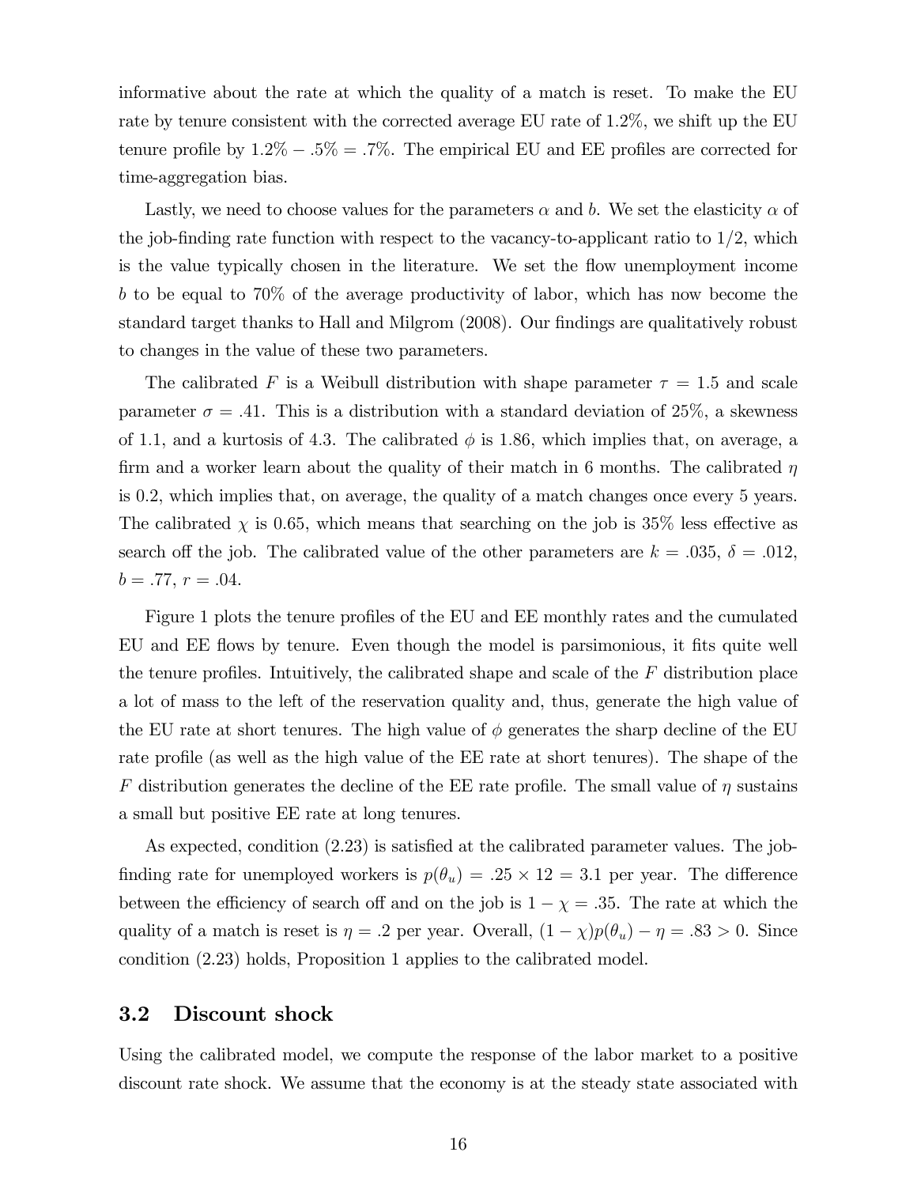informative about the rate at which the quality of a match is reset. To make the EU rate by tenure consistent with the corrected average EU rate of 1.2%, we shift up the EU tenure profile by $1.2\% - .5\% = .7\%$. The empirical EU and EE profiles are corrected for time-aggregation bias.

Lastly, we need to choose values for the parameters $\alpha$ and $b$. We set the elasticity $\alpha$ of the job-finding rate function with respect to the vacancy-to-applicant ratio to 1/2, which is the value typically chosen in the literature. We set the flow unemployment income $b$ to be equal to 70% of the average productivity of labor, which has now become the standard target thanks to Hall and Milgrom (2008). Our findings are qualitatively robust to changes in the value of these two parameters.

The calibrated $F$ is a Weibull distribution with shape parameter $\tau = 1.5$ and scale parameter $\sigma = .41$. This is a distribution with a standard deviation of 25%, a skewness of 1.1, and a kurtosis of 4.3. The calibrated $\phi$ is 1.86, which implies that, on average, a firm and a worker learn about the quality of their match in 6 months. The calibrated $\eta$ is 0.2, which implies that, on average, the quality of a match changes once every 5 years. The calibrated $\chi$ is 0.65, which means that searching on the job is 35% less effective as search off the job. The calibrated value of the other parameters are $k = .035$, $\delta = .012$, $b = .77$, $r = .04$.

Figure 1 plots the tenure profiles of the EU and EE monthly rates and the cumulated EU and EE flows by tenure. Even though the model is parsimonious, it fits quite well the tenure profiles. Intuitively, the calibrated shape and scale of the $F$ distribution place a lot of mass to the left of the reservation quality and, thus, generate the high value of the EU rate at short tenures. The high value of $\phi$ generates the sharp decline of the EU rate profile (as well as the high value of the EE rate at short tenures). The shape of the $F$ distribution generates the decline of the EE rate profile. The small value of $\eta$ sustains a small but positive EE rate at long tenures.

As expected, condition (2.23) is satisfied at the calibrated parameter values. The job-finding rate for unemployed workers is $p(\theta_u) = .25 \times 12 = 3.1$ per year. The difference between the efficiency of search off and on the job is $1 - \chi = .35$. The rate at which the quality of a match is reset is $\eta = .2$ per year. Overall, $(1 - \chi)p(\theta_u) - \eta = .83 > 0$. Since condition (2.23) holds, Proposition 1 applies to the calibrated model.

## 3.2 Discount shock

Using the calibrated model, we compute the response of the labor market to a positive discount rate shock. We assume that the economy is at the steady state associated with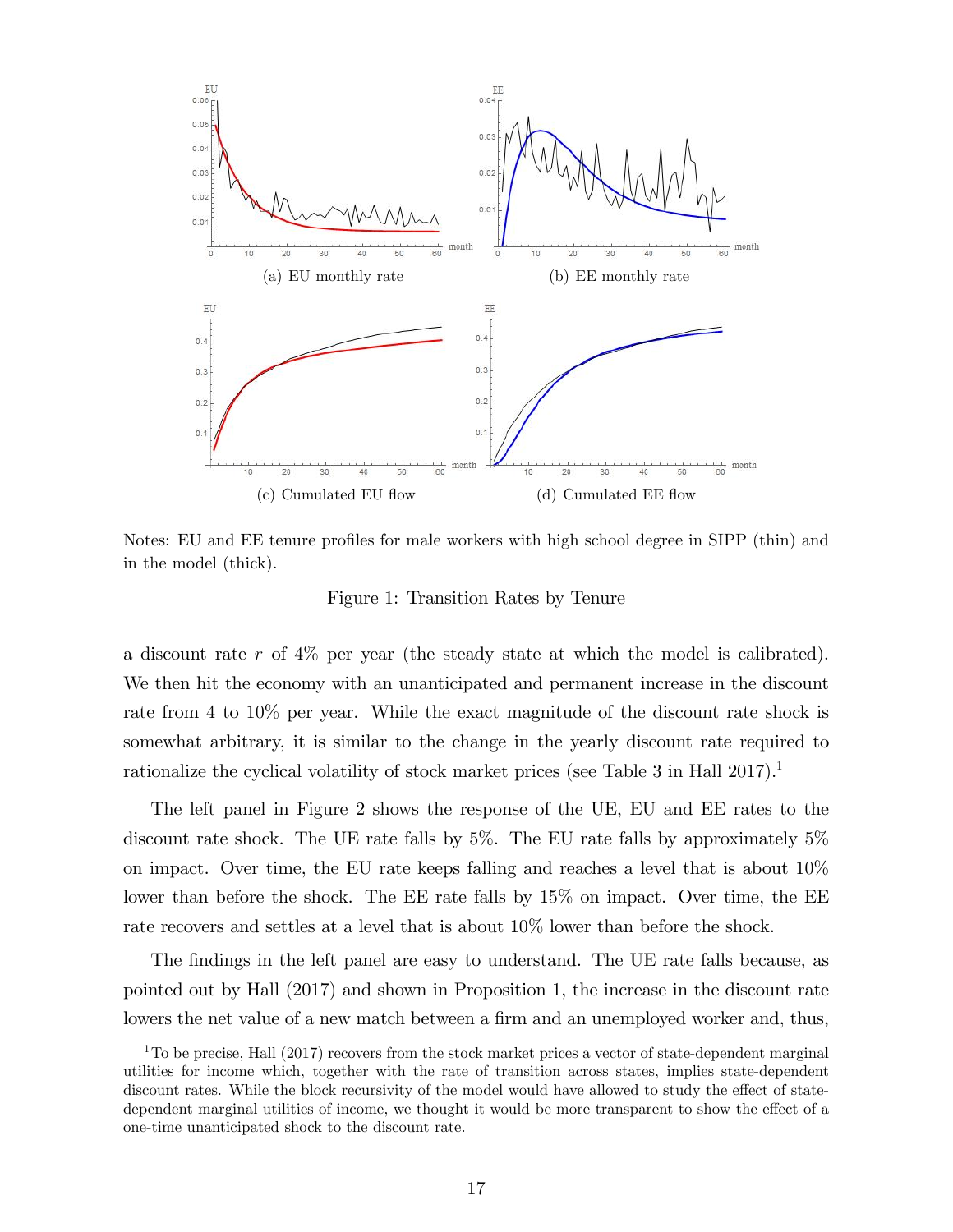(a) EU monthly rate

(b) EE monthly rate

(c) Cumulated EU flow

(d) Cumulated EE flow

Notes: EU and EE tenure profiles for male workers with high school degree in SIPP (thin) and in the model (thick).

Figure 1: Transition Rates by Tenure

a discount rate $r$ of 4% per year (the steady state at which the model is calibrated). We then hit the economy with an unanticipated and permanent increase in the discount rate from 4 to 10% per year. While the exact magnitude of the discount rate shock is somewhat arbitrary, it is similar to the change in the yearly discount rate required to rationalize the cyclical volatility of stock market prices (see Table 3 in Hall 2017).[1]

The left panel in Figure 2 shows the response of the UE, EU and EE rates to the discount rate shock. The UE rate falls by 5%. The EU rate falls by approximately 5% on impact. Over time, the EU rate keeps falling and reaches a level that is about 10% lower than before the shock. The EE rate falls by 15% on impact. Over time, the EE rate recovers and settles at a level that is about 10% lower than before the shock.

The findings in the left panel are easy to understand. The UE rate falls because, as pointed out by Hall (2017) and shown in Proposition 1, the increase in the discount rate lowers the net value of a new match between a firm and an unemployed worker and, thus,

[1] To be precise, Hall (2017) recovers from the stock market prices a vector of state-dependent marginal utilities for income which, together with the rate of transition across states, implies state-dependent discount rates. While the block recursivity of the model would have allowed to study the effect of state-dependent marginal utilities of income, we thought it would be more transparent to show the effect of a one-time unanticipated shock to the discount rate.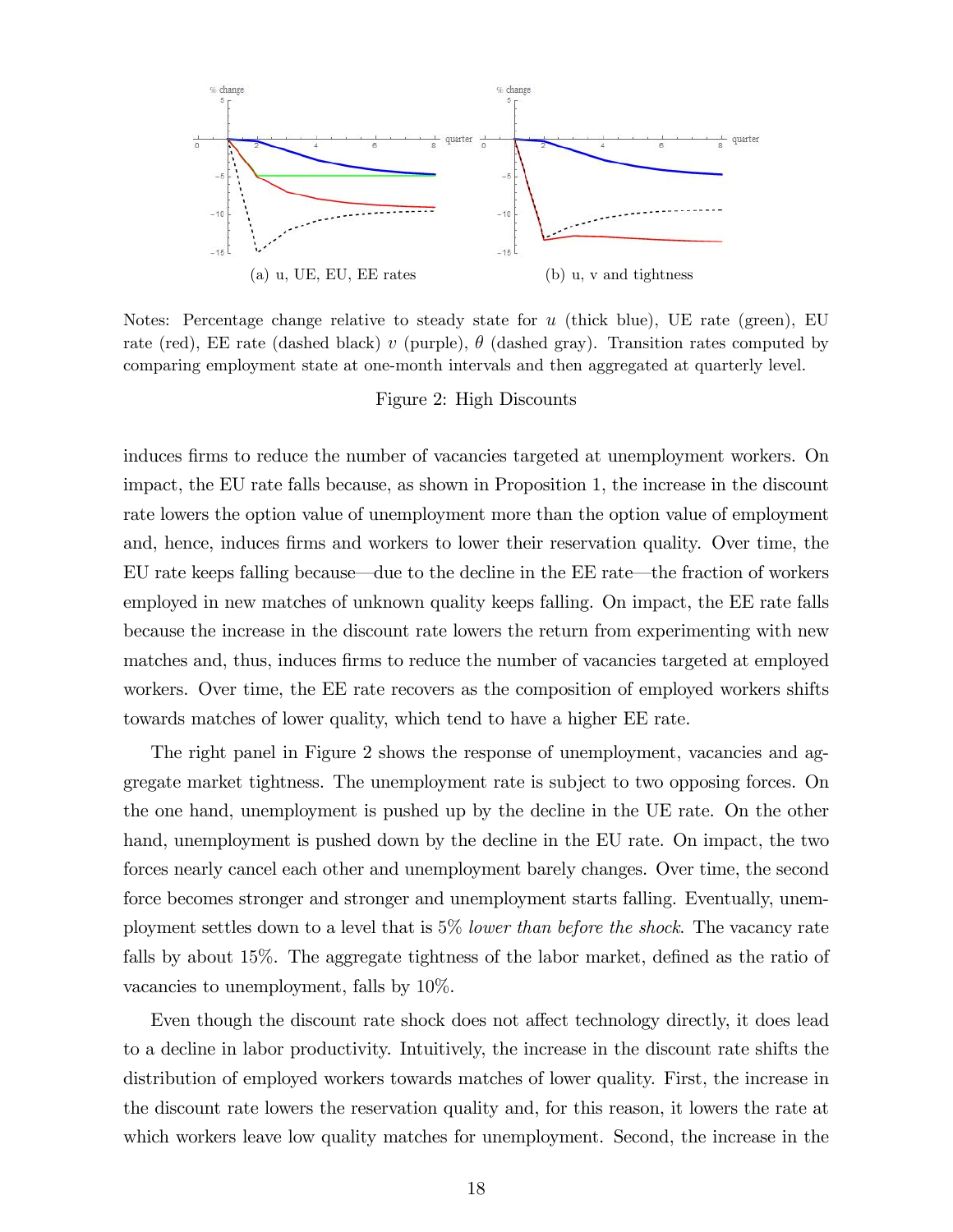(a) u, UE, EU, EE rates

(b) u, v and tightness

Notes: Percentage change relative to steady state for $u$ (thick blue), UE rate (green), EU rate (red), EE rate (dashed black) $v$ (purple), $\theta$ (dashed gray). Transition rates computed by comparing employment state at one-month intervals and then aggregated at quarterly level.

Figure 2: High Discounts

induces firms to reduce the number of vacancies targeted at unemployment workers. On impact, the EU rate falls because, as shown in Proposition 1, the increase in the discount rate lowers the option value of unemployment more than the option value of employment and, hence, induces firms and workers to lower their reservation quality. Over time, the EU rate keeps falling because—due to the decline in the EE rate—the fraction of workers employed in new matches of unknown quality keeps falling. On impact, the EE rate falls because the increase in the discount rate lowers the return from experimenting with new matches and, thus, induces firms to reduce the number of vacancies targeted at employed workers. Over time, the EE rate recovers as the composition of employed workers shifts towards matches of lower quality, which tend to have a higher EE rate.

The right panel in Figure 2 shows the response of unemployment, vacancies and aggregate market tightness. The unemployment rate is subject to two opposing forces. On the one hand, unemployment is pushed up by the decline in the UE rate. On the other hand, unemployment is pushed down by the decline in the EU rate. On impact, the two forces nearly cancel each other and unemployment barely changes. Over time, the second force becomes stronger and stronger and unemployment starts falling. Eventually, unemployment settles down to a level that is 5% *lower than before the shock*. The vacancy rate falls by about 15%. The aggregate tightness of the labor market, defined as the ratio of vacancies to unemployment, falls by 10%.

Even though the discount rate shock does not affect technology directly, it does lead to a decline in labor productivity. Intuitively, the increase in the discount rate shifts the distribution of employed workers towards matches of lower quality. First, the increase in the discount rate lowers the reservation quality and, for this reason, it lowers the rate at which workers leave low quality matches for unemployment. Second, the increase in the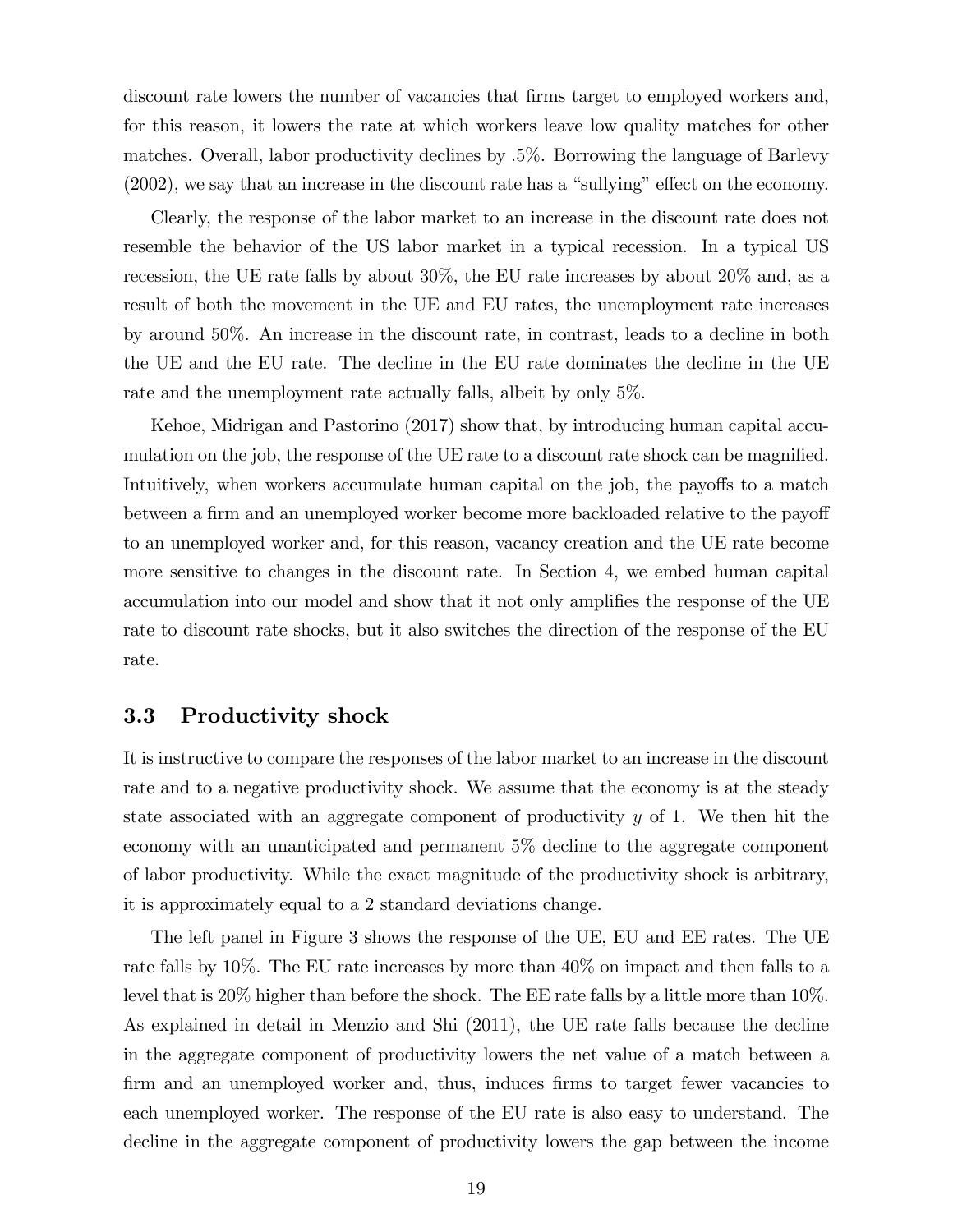discount rate lowers the number of vacancies that firms target to employed workers and, for this reason, it lowers the rate at which workers leave low quality matches for other matches. Overall, labor productivity declines by .5%. Borrowing the language of Barlevy (2002), we say that an increase in the discount rate has a "sullying" effect on the economy.

Clearly, the response of the labor market to an increase in the discount rate does not resemble the behavior of the US labor market in a typical recession. In a typical US recession, the UE rate falls by about 30%, the EU rate increases by about 20% and, as a result of both the movement in the UE and EU rates, the unemployment rate increases by around 50%. An increase in the discount rate, in contrast, leads to a decline in both the UE and the EU rate. The decline in the EU rate dominates the decline in the UE rate and the unemployment rate actually falls, albeit by only 5%.

Kehoe, Midrigan and Pastorino (2017) show that, by introducing human capital accumulation on the job, the response of the UE rate to a discount rate shock can be magnified. Intuitively, when workers accumulate human capital on the job, the payoffs to a match between a firm and an unemployed worker become more backloaded relative to the payoff to an unemployed worker and, for this reason, vacancy creation and the UE rate become more sensitive to changes in the discount rate. In Section 4, we embed human capital accumulation into our model and show that it not only amplifies the response of the UE rate to discount rate shocks, but it also switches the direction of the response of the EU rate.

### 3.3 Productivity shock

It is instructive to compare the responses of the labor market to an increase in the discount rate and to a negative productivity shock. We assume that the economy is at the steady state associated with an aggregate component of productivity $y$ of 1. We then hit the economy with an unanticipated and permanent 5% decline to the aggregate component of labor productivity. While the exact magnitude of the productivity shock is arbitrary, it is approximately equal to a 2 standard deviations change.

The left panel in Figure 3 shows the response of the UE, EU and EE rates. The UE rate falls by 10%. The EU rate increases by more than 40% on impact and then falls to a level that is 20% higher than before the shock. The EE rate falls by a little more than 10%. As explained in detail in Menzio and Shi (2011), the UE rate falls because the decline in the aggregate component of productivity lowers the net value of a match between a firm and an unemployed worker and, thus, induces firms to target fewer vacancies to each unemployed worker. The response of the EU rate is also easy to understand. The decline in the aggregate component of productivity lowers the gap between the income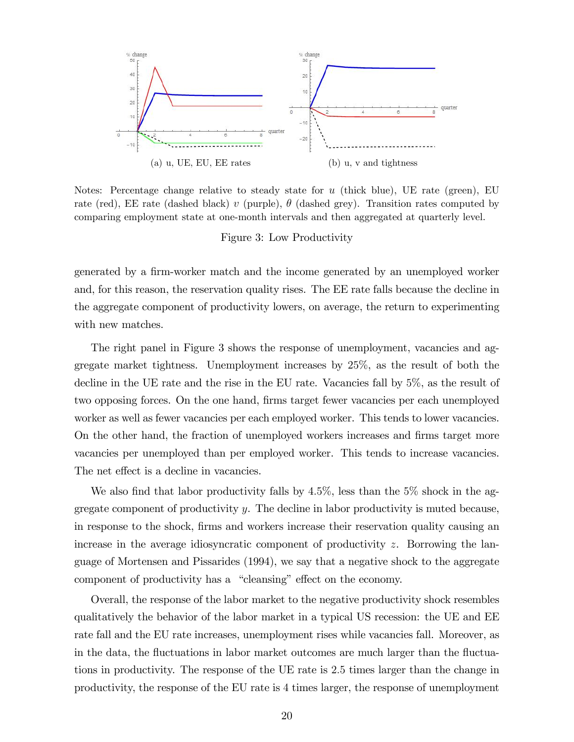(a) u, UE, EU, EE rates

(b) u, v and tightness

Notes: Percentage change relative to steady state for $u$ (thick blue), UE rate (green), EU rate (red), EE rate (dashed black) $v$ (purple), $\theta$ (dashed grey). Transition rates computed by comparing employment state at one-month intervals and then aggregated at quarterly level.

Figure 3: Low Productivity

generated by a firm-worker match and the income generated by an unemployed worker and, for this reason, the reservation quality rises. The EE rate falls because the decline in the aggregate component of productivity lowers, on average, the return to experimenting with new matches.

The right panel in Figure 3 shows the response of unemployment, vacancies and aggregate market tightness. Unemployment increases by 25%, as the result of both the decline in the UE rate and the rise in the EU rate. Vacancies fall by 5%, as the result of two opposing forces. On the one hand, firms target fewer vacancies per each unemployed worker as well as fewer vacancies per each employed worker. This tends to lower vacancies. On the other hand, the fraction of unemployed workers increases and firms target more vacancies per unemployed than per employed worker. This tends to increase vacancies. The net effect is a decline in vacancies.

We also find that labor productivity falls by 4.5%, less than the 5% shock in the aggregate component of productivity $y$. The decline in labor productivity is muted because, in response to the shock, firms and workers increase their reservation quality causing an increase in the average idiosyncratic component of productivity $z$. Borrowing the language of Mortensen and Pissarides (1994), we say that a negative shock to the aggregate component of productivity has a "cleansing" effect on the economy.

Overall, the response of the labor market to the negative productivity shock resembles qualitatively the behavior of the labor market in a typical US recession: the UE and EE rate fall and the EU rate increases, unemployment rises while vacancies fall. Moreover, as in the data, the fluctuations in labor market outcomes are much larger than the fluctuations in productivity. The response of the UE rate is 2.5 times larger than the change in productivity, the response of the EU rate is 4 times larger, the response of unemployment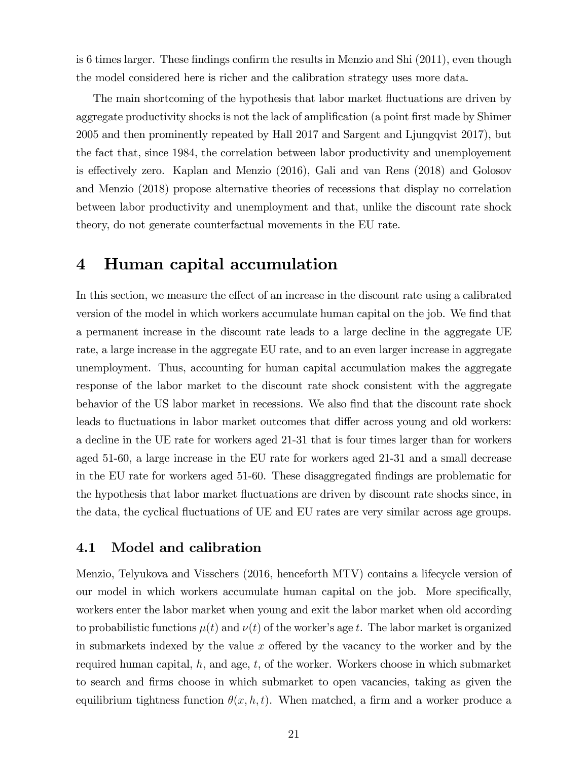is 6 times larger. These findings confirm the results in Menzio and Shi (2011), even though the model considered here is richer and the calibration strategy uses more data.

The main shortcoming of the hypothesis that labor market fluctuations are driven by aggregate productivity shocks is not the lack of amplification (a point first made by Shimer 2005 and then prominently repeated by Hall 2017 and Sargent and Ljungqvist 2017), but the fact that, since 1984, the correlation between labor productivity and unemployement is effectively zero. Kaplan and Menzio (2016), Gali and van Rens (2018) and Golosov and Menzio (2018) propose alternative theories of recessions that display no correlation between labor productivity and unemployment and that, unlike the discount rate shock theory, do not generate counterfactual movements in the EU rate.

# 4 Human capital accumulation

In this section, we measure the effect of an increase in the discount rate using a calibrated version of the model in which workers accumulate human capital on the job. We find that a permanent increase in the discount rate leads to a large decline in the aggregate UE rate, a large increase in the aggregate EU rate, and to an even larger increase in aggregate unemployment. Thus, accounting for human capital accumulation makes the aggregate response of the labor market to the discount rate shock consistent with the aggregate behavior of the US labor market in recessions. We also find that the discount rate shock leads to fluctuations in labor market outcomes that differ across young and old workers: a decline in the UE rate for workers aged 21-31 that is four times larger than for workers aged 51-60, a large increase in the EU rate for workers aged 21-31 and a small decrease in the EU rate for workers aged 51-60. These disaggregated findings are problematic for the hypothesis that labor market fluctuations are driven by discount rate shocks since, in the data, the cyclical fluctuations of UE and EU rates are very similar across age groups.

## 4.1 Model and calibration

Menzio, Telyukova and Visschers (2016, henceforth MTV) contains a lifecycle version of our model in which workers accumulate human capital on the job. More specifically, workers enter the labor market when young and exit the labor market when old according to probabilistic functions $\mu(t)$ and $\nu(t)$ of the worker's age $t$. The labor market is organized in submarkets indexed by the value $x$ offered by the vacancy to the worker and by the required human capital, $h$, and age, $t$, of the worker. Workers choose in which submarket to search and firms choose in which submarket to open vacancies, taking as given the equilibrium tightness function $\theta(x, h, t)$. When matched, a firm and a worker produce a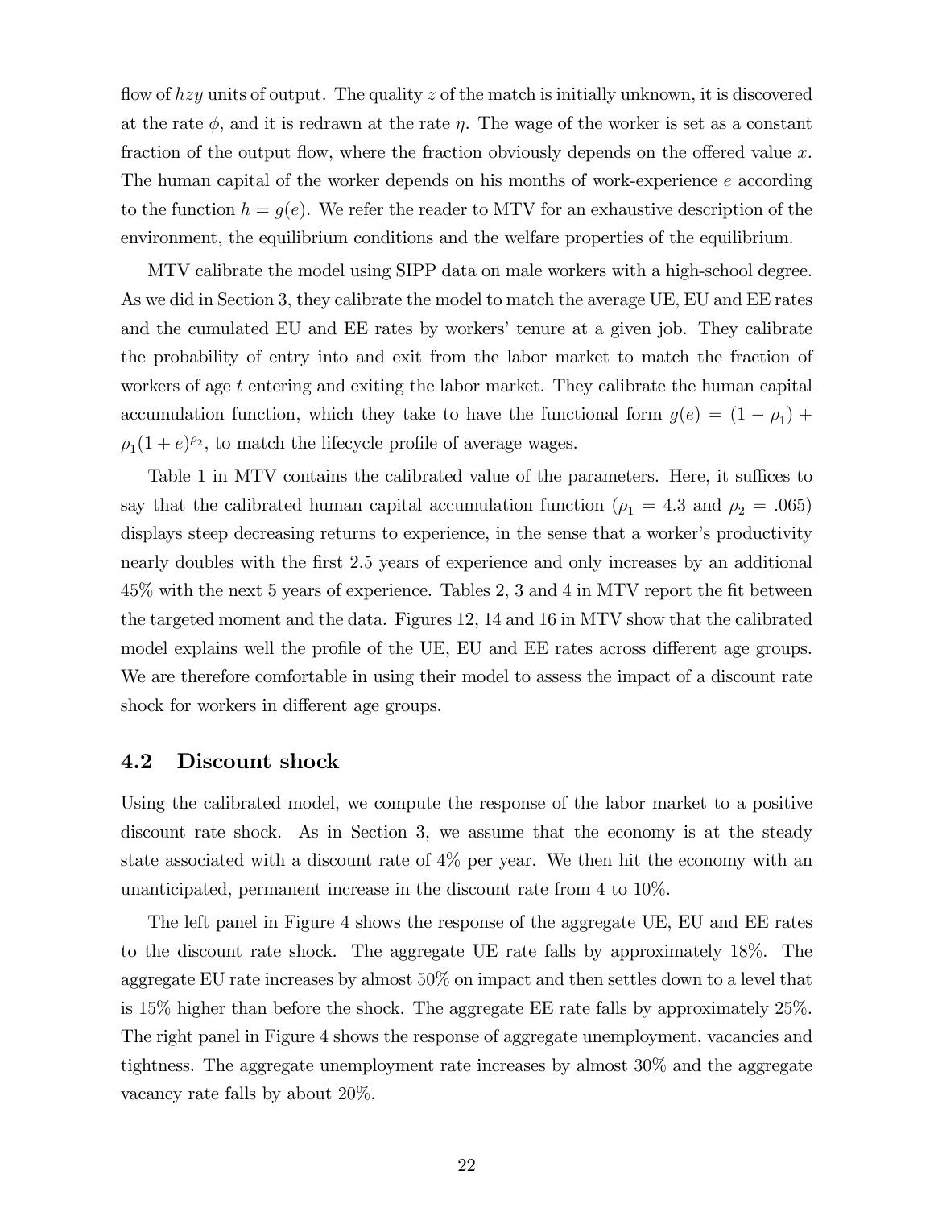flow of $hzy$ units of output. The quality $z$ of the match is initially unknown, it is discovered at the rate $\phi$, and it is redrawn at the rate $\eta$. The wage of the worker is set as a constant fraction of the output flow, where the fraction obviously depends on the offered value $x$. The human capital of the worker depends on his months of work-experience $e$ according to the function $h = g(e)$. We refer the reader to MTV for an exhaustive description of the environment, the equilibrium conditions and the welfare properties of the equilibrium.

MTV calibrate the model using SIPP data on male workers with a high-school degree. As we did in Section 3, they calibrate the model to match the average UE, EU and EE rates and the cumulated EU and EE rates by workers' tenure at a given job. They calibrate the probability of entry into and exit from the labor market to match the fraction of workers of age $t$ entering and exiting the labor market. They calibrate the human capital accumulation function, which they take to have the functional form $g(e) = (1 - \rho_1) + \rho_1(1 + e)^{\rho_2}$, to match the lifecycle profile of average wages.

Table 1 in MTV contains the calibrated value of the parameters. Here, it suffices to say that the calibrated human capital accumulation function ($\rho_1 = 4.3$ and $\rho_2 = .065$) displays steep decreasing returns to experience, in the sense that a worker's productivity nearly doubles with the first 2.5 years of experience and only increases by an additional 45% with the next 5 years of experience. Tables 2, 3 and 4 in MTV report the fit between the targeted moment and the data. Figures 12, 14 and 16 in MTV show that the calibrated model explains well the profile of the UE, EU and EE rates across different age groups. We are therefore comfortable in using their model to assess the impact of a discount rate shock for workers in different age groups.

## 4.2 Discount shock

Using the calibrated model, we compute the response of the labor market to a positive discount rate shock. As in Section 3, we assume that the economy is at the steady state associated with a discount rate of 4% per year. We then hit the economy with an unanticipated, permanent increase in the discount rate from 4 to 10%.

The left panel in Figure 4 shows the response of the aggregate UE, EU and EE rates to the discount rate shock. The aggregate UE rate falls by approximately 18%. The aggregate EU rate increases by almost 50% on impact and then settles down to a level that is 15% higher than before the shock. The aggregate EE rate falls by approximately 25%. The right panel in Figure 4 shows the response of aggregate unemployment, vacancies and tightness. The aggregate unemployment rate increases by almost 30% and the aggregate vacancy rate falls by about 20%.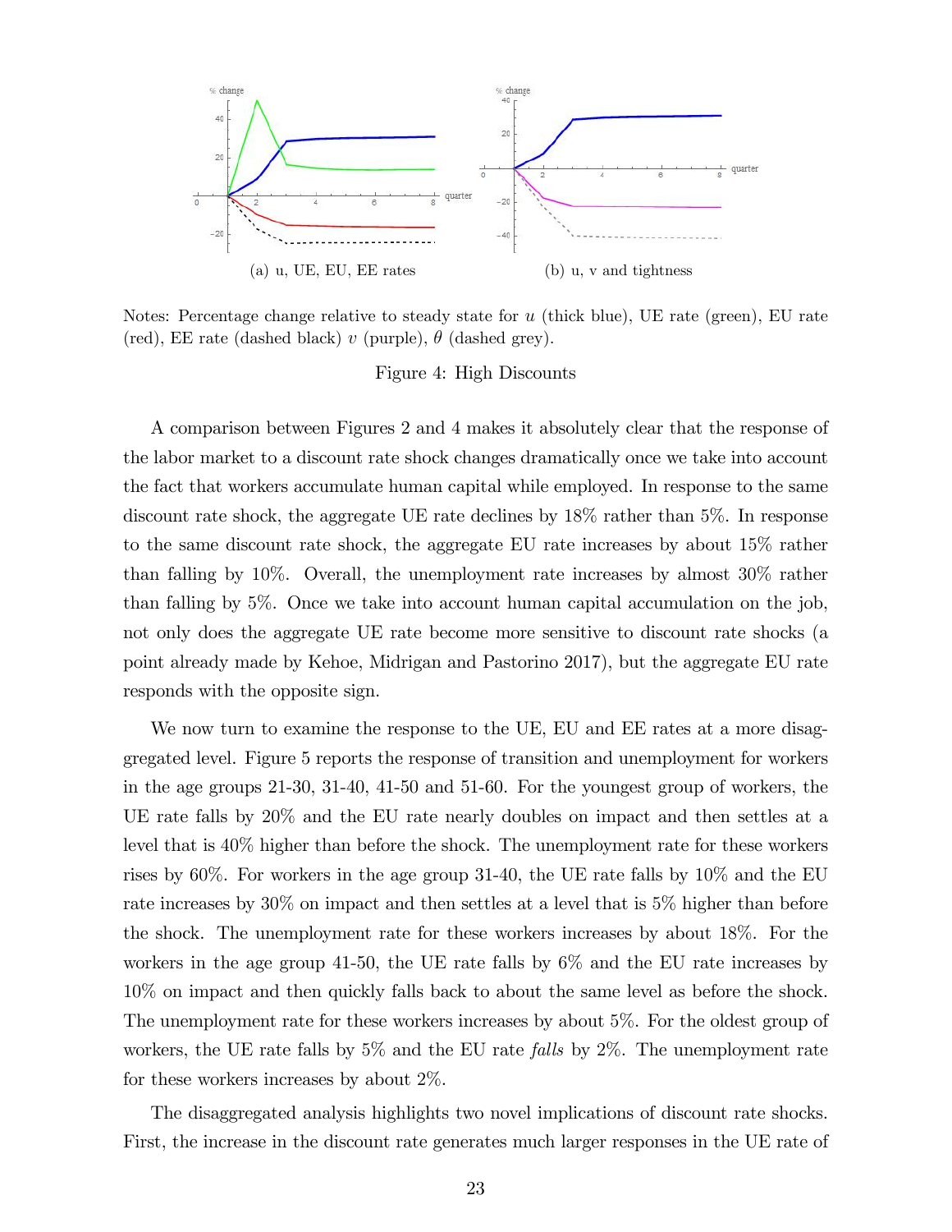(a) u, UE, EU, EE rates

(b) u, v and tightness

Notes: Percentage change relative to steady state for $u$ (thick blue), UE rate (green), EU rate (red), EE rate (dashed black) $v$ (purple), $\theta$ (dashed grey).

Figure 4: High Discounts

A comparison between Figures 2 and 4 makes it absolutely clear that the response of the labor market to a discount rate shock changes dramatically once we take into account the fact that workers accumulate human capital while employed. In response to the same discount rate shock, the aggregate UE rate declines by 18% rather than 5%. In response to the same discount rate shock, the aggregate EU rate increases by about 15% rather than falling by 10%. Overall, the unemployment rate increases by almost 30% rather than falling by 5%. Once we take into account human capital accumulation on the job, not only does the aggregate UE rate become more sensitive to discount rate shocks (a point already made by Kehoe, Midrigan and Pastorino 2017), but the aggregate EU rate responds with the opposite sign.

We now turn to examine the response to the UE, EU and EE rates at a more disaggregated level. Figure 5 reports the response of transition and unemployment for workers in the age groups 21-30, 31-40, 41-50 and 51-60. For the youngest group of workers, the UE rate falls by 20% and the EU rate nearly doubles on impact and then settles at a level that is 40% higher than before the shock. The unemployment rate for these workers rises by 60%. For workers in the age group 31-40, the UE rate falls by 10% and the EU rate increases by 30% on impact and then settles at a level that is 5% higher than before the shock. The unemployment rate for these workers increases by about 18%. For the workers in the age group 41-50, the UE rate falls by 6% and the EU rate increases by 10% on impact and then quickly falls back to about the same level as before the shock. The unemployment rate for these workers increases by about 5%. For the oldest group of workers, the UE rate falls by 5% and the EU rate *falls* by 2%. The unemployment rate for these workers increases by about 2%.

The disaggregated analysis highlights two novel implications of discount rate shocks. First, the increase in the discount rate generates much larger responses in the UE rate of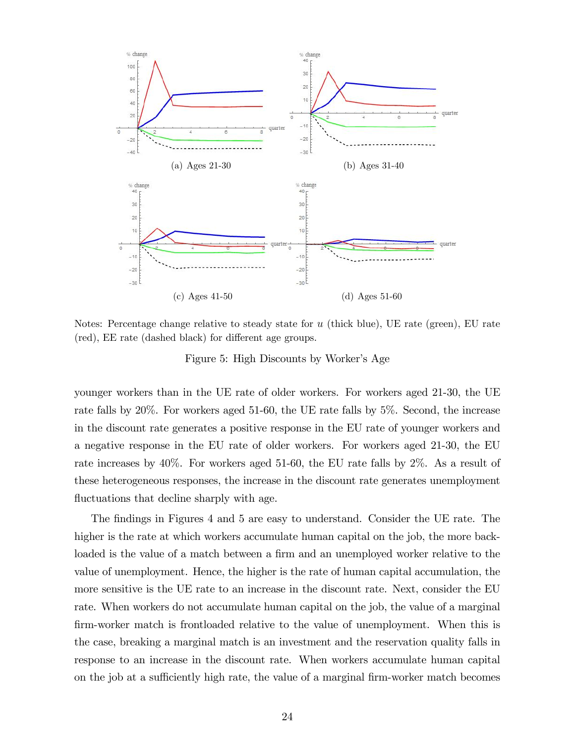(a) Ages 21-30

(b) Ages 31-40

(c) Ages 41-50

(d) Ages 51-60

Notes: Percentage change relative to steady state for $u$ (thick blue), UE rate (green), EU rate (red), EE rate (dashed black) for different age groups.

Figure 5: High Discounts by Worker's Age

younger workers than in the UE rate of older workers. For workers aged 21-30, the UE rate falls by 20%. For workers aged 51-60, the UE rate falls by 5%. Second, the increase in the discount rate generates a positive response in the EU rate of younger workers and a negative response in the EU rate of older workers. For workers aged 21-30, the EU rate increases by 40%. For workers aged 51-60, the EU rate falls by 2%. As a result of these heterogeneous responses, the increase in the discount rate generates unemployment fluctuations that decline sharply with age.

The findings in Figures 4 and 5 are easy to understand. Consider the UE rate. The higher is the rate at which workers accumulate human capital on the job, the more backloaded is the value of a match between a firm and an unemployed worker relative to the value of unemployment. Hence, the higher is the rate of human capital accumulation, the more sensitive is the UE rate to an increase in the discount rate. Next, consider the EU rate. When workers do not accumulate human capital on the job, the value of a marginal firm-worker match is frontloaded relative to the value of unemployment. When this is the case, breaking a marginal match is an investment and the reservation quality falls in response to an increase in the discount rate. When workers accumulate human capital on the job at a sufficiently high rate, the value of a marginal firm-worker match becomes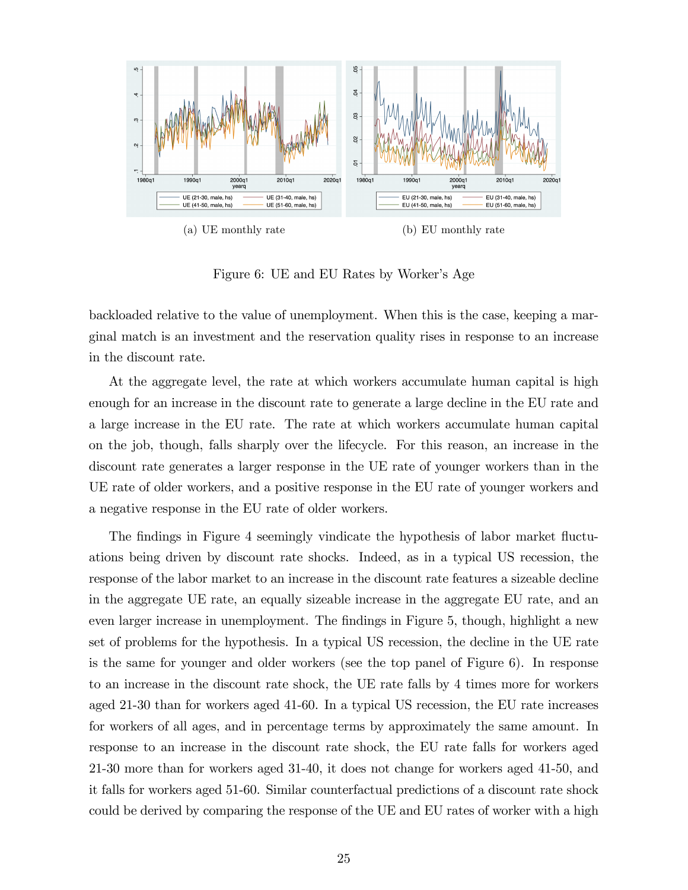(a) UE monthly rate

(b) EU monthly rate

Figure 6: UE and EU Rates by Worker's Age

backloaded relative to the value of unemployment. When this is the case, keeping a marginal match is an investment and the reservation quality rises in response to an increase in the discount rate.

At the aggregate level, the rate at which workers accumulate human capital is high enough for an increase in the discount rate to generate a large decline in the EU rate and a large increase in the EU rate. The rate at which workers accumulate human capital on the job, though, falls sharply over the lifecycle. For this reason, an increase in the discount rate generates a larger response in the UE rate of younger workers than in the UE rate of older workers, and a positive response in the EU rate of younger workers and a negative response in the EU rate of older workers.

The findings in Figure 4 seemingly vindicate the hypothesis of labor market fluctuations being driven by discount rate shocks. Indeed, as in a typical US recession, the response of the labor market to an increase in the discount rate features a sizeable decline in the aggregate UE rate, an equally sizeable increase in the aggregate EU rate, and an even larger increase in unemployment. The findings in Figure 5, though, highlight a new set of problems for the hypothesis. In a typical US recession, the decline in the UE rate is the same for younger and older workers (see the top panel of Figure 6). In response to an increase in the discount rate shock, the UE rate falls by 4 times more for workers aged 21-30 than for workers aged 41-60. In a typical US recession, the EU rate increases for workers of all ages, and in percentage terms by approximately the same amount. In response to an increase in the discount rate shock, the EU rate falls for workers aged 21-30 more than for workers aged 31-40, it does not change for workers aged 41-50, and it falls for workers aged 51-60. Similar counterfactual predictions of a discount rate shock could be derived by comparing the response of the UE and EU rates of worker with a high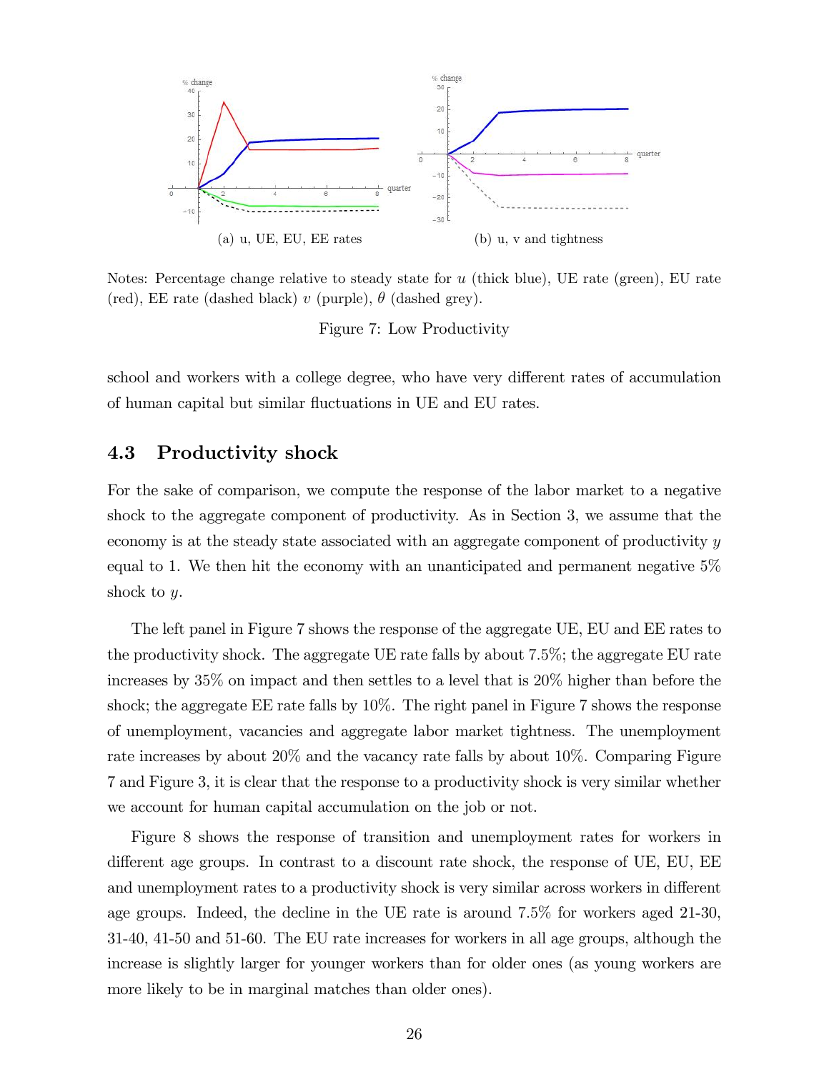(a) u, UE, EU, EE rates

(b) u, v and tightness

Notes: Percentage change relative to steady state for $u$ (thick blue), UE rate (green), EU rate (red), EE rate (dashed black) $v$ (purple), $\theta$ (dashed grey).

Figure 7: Low Productivity

school and workers with a college degree, who have very different rates of accumulation of human capital but similar fluctuations in UE and EU rates.

## 4.3 Productivity shock

For the sake of comparison, we compute the response of the labor market to a negative shock to the aggregate component of productivity. As in Section 3, we assume that the economy is at the steady state associated with an aggregate component of productivity $y$ equal to 1. We then hit the economy with an unanticipated and permanent negative 5% shock to $y$.

The left panel in Figure 7 shows the response of the aggregate UE, EU and EE rates to the productivity shock. The aggregate UE rate falls by about 7.5%; the aggregate EU rate increases by 35% on impact and then settles to a level that is 20% higher than before the shock; the aggregate EE rate falls by 10%. The right panel in Figure 7 shows the response of unemployment, vacancies and aggregate labor market tightness. The unemployment rate increases by about 20% and the vacancy rate falls by about 10%. Comparing Figure 7 and Figure 3, it is clear that the response to a productivity shock is very similar whether we account for human capital accumulation on the job or not.

Figure 8 shows the response of transition and unemployment rates for workers in different age groups. In contrast to a discount rate shock, the response of UE, EU, EE and unemployment rates to a productivity shock is very similar across workers in different age groups. Indeed, the decline in the UE rate is around 7.5% for workers aged 21-30, 31-40, 41-50 and 51-60. The EU rate increases for workers in all age groups, although the increase is slightly larger for younger workers than for older ones (as young workers are more likely to be in marginal matches than older ones).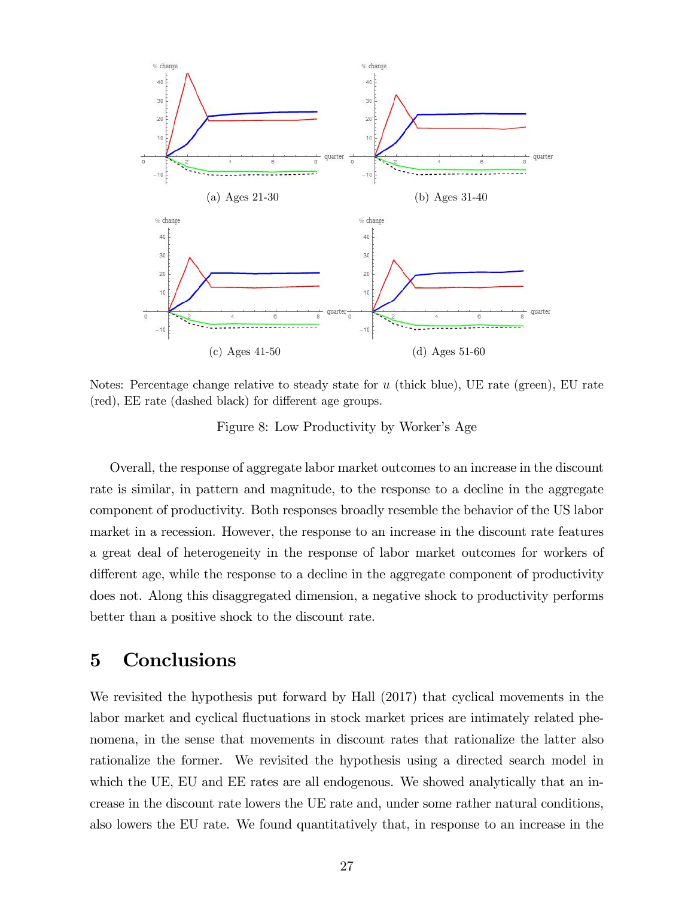(a) Ages 21-30

(b) Ages 31-40

(c) Ages 41-50

(d) Ages 51-60

Notes: Percentage change relative to steady state for $u$ (thick blue), UE rate (green), EU rate (red), EE rate (dashed black) for different age groups.

Figure 8: Low Productivity by Worker's Age

Overall, the response of aggregate labor market outcomes to an increase in the discount rate is similar, in pattern and magnitude, to the response to a decline in the aggregate component of productivity. Both responses broadly resemble the behavior of the US labor market in a recession. However, the response to an increase in the discount rate features a great deal of heterogeneity in the response of labor market outcomes for workers of different age, while the response to a decline in the aggregate component of productivity does not. Along this disaggregated dimension, a negative shock to productivity performs better than a positive shock to the discount rate.

## 5 Conclusions

We revisited the hypothesis put forward by Hall (2017) that cyclical movements in the labor market and cyclical fluctuations in stock market prices are intimately related phenomena, in the sense that movements in discount rates that rationalize the latter also rationalize the former. We revisited the hypothesis using a directed search model in which the UE, EU and EE rates are all endogenous. We showed analytically that an increase in the discount rate lowers the UE rate and, under some rather natural conditions, also lowers the EU rate. We found quantitatively that, in response to an increase in the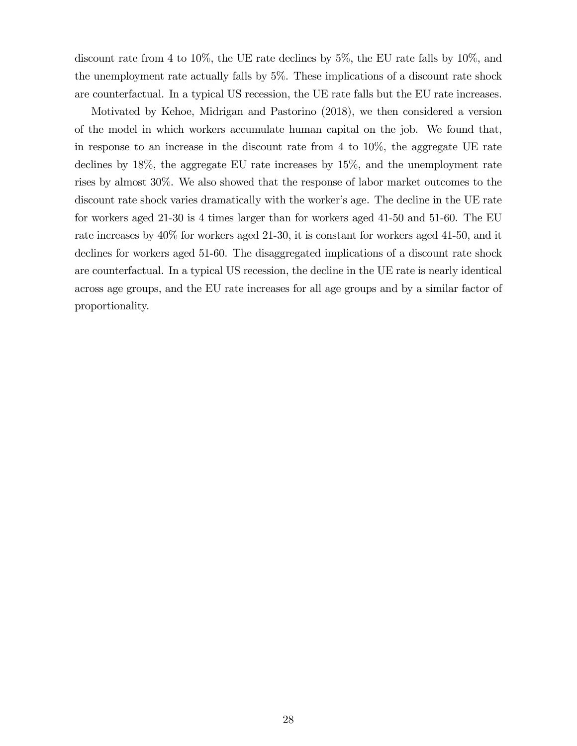discount rate from 4 to 10%, the UE rate declines by 5%, the EU rate falls by 10%, and the unemployment rate actually falls by 5%. These implications of a discount rate shock are counterfactual. In a typical US recession, the UE rate falls but the EU rate increases.

Motivated by Kehoe, Midrigan and Pastorino (2018), we then considered a version of the model in which workers accumulate human capital on the job. We found that, in response to an increase in the discount rate from 4 to 10%, the aggregate UE rate declines by 18%, the aggregate EU rate increases by 15%, and the unemployment rate rises by almost 30%. We also showed that the response of labor market outcomes to the discount rate shock varies dramatically with the worker's age. The decline in the UE rate for workers aged 21-30 is 4 times larger than for workers aged 41-50 and 51-60. The EU rate increases by 40% for workers aged 21-30, it is constant for workers aged 41-50, and it declines for workers aged 51-60. The disaggregated implications of a discount rate shock are counterfactual. In a typical US recession, the decline in the UE rate is nearly identical across age groups, and the EU rate increases for all age groups and by a similar factor of proportionality.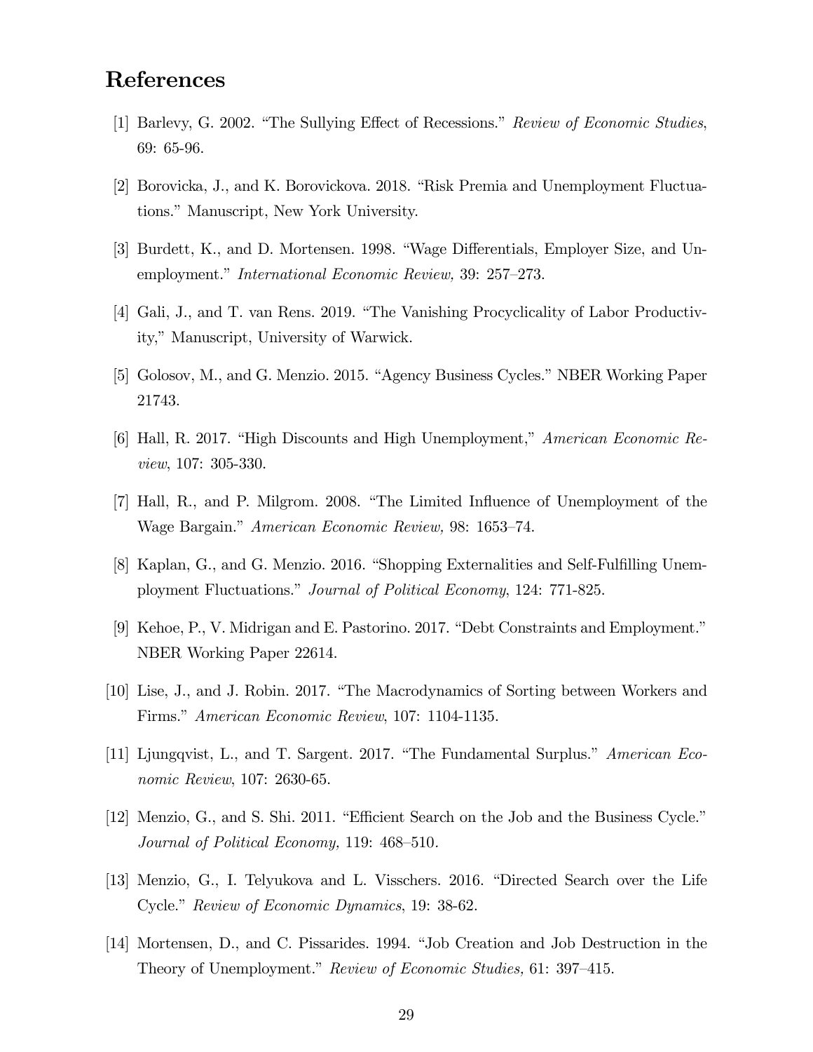# References

[1] Barlevy, G. 2002. "The Sullying Effect of Recessions." *Review of Economic Studies*, 69: 65-96.

[2] Borovicka, J., and K. Borovickova. 2018. "Risk Premia and Unemployment Fluctuations." Manuscript, New York University.

[3] Burdett, K., and D. Mortensen. 1998. "Wage Differentials, Employer Size, and Unemployment." *International Economic Review,* 39: 257–273.

[4] Gali, J., and T. van Rens. 2019. "The Vanishing Procyclicality of Labor Productivity," Manuscript, University of Warwick.

[5] Golosov, M., and G. Menzio. 2015. "Agency Business Cycles." NBER Working Paper 21743.

[6] Hall, R. 2017. "High Discounts and High Unemployment," *American Economic Review*, 107: 305-330.

[7] Hall, R., and P. Milgrom. 2008. "The Limited Influence of Unemployment of the Wage Bargain." *American Economic Review,* 98: 1653–74.

[8] Kaplan, G., and G. Menzio. 2016. "Shopping Externalities and Self-Fulfilling Unemployment Fluctuations." *Journal of Political Economy*, 124: 771-825.

[9] Kehoe, P., V. Midrigan and E. Pastorino. 2017. "Debt Constraints and Employment." NBER Working Paper 22614.

[10] Lise, J., and J. Robin. 2017. "The Macrodynamics of Sorting between Workers and Firms." *American Economic Review*, 107: 1104-1135.

[11] Ljungqvist, L., and T. Sargent. 2017. "The Fundamental Surplus." *American Economic Review*, 107: 2630-65.

[12] Menzio, G., and S. Shi. 2011. "Efficient Search on the Job and the Business Cycle." *Journal of Political Economy,* 119: 468–510.

[13] Menzio, G., I. Telyukova and L. Visschers. 2016. "Directed Search over the Life Cycle." *Review of Economic Dynamics*, 19: 38-62.

[14] Mortensen, D., and C. Pissarides. 1994. "Job Creation and Job Destruction in the Theory of Unemployment." *Review of Economic Studies,* 61: 397–415.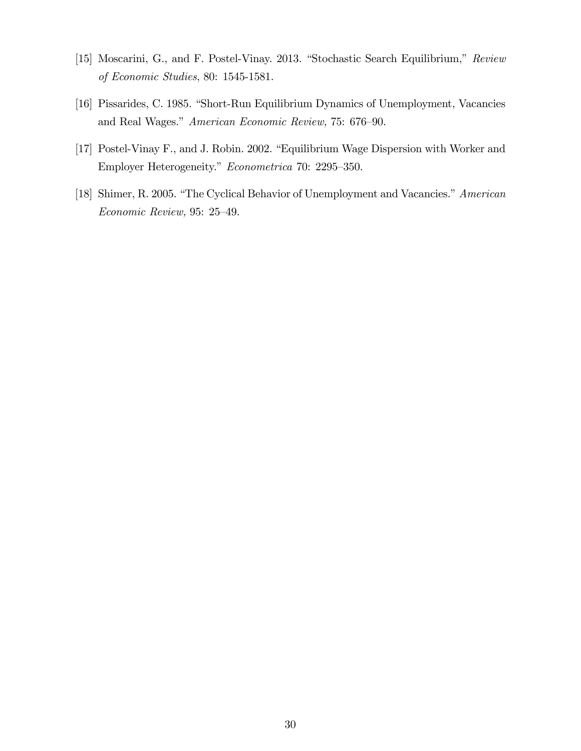[15] Moscarini, G., and F. Postel-Vinay. 2013. "Stochastic Search Equilibrium," *Review of Economic Studies*, 80: 1545-1581.

[16] Pissarides, C. 1985. "Short-Run Equilibrium Dynamics of Unemployment, Vacancies and Real Wages." *American Economic Review,* 75: 676–90.

[17] Postel-Vinay F., and J. Robin. 2002. "Equilibrium Wage Dispersion with Worker and Employer Heterogeneity." *Econometrica* 70: 2295–350.

[18] Shimer, R. 2005. "The Cyclical Behavior of Unemployment and Vacancies." *American Economic Review,* 95: 25–49.